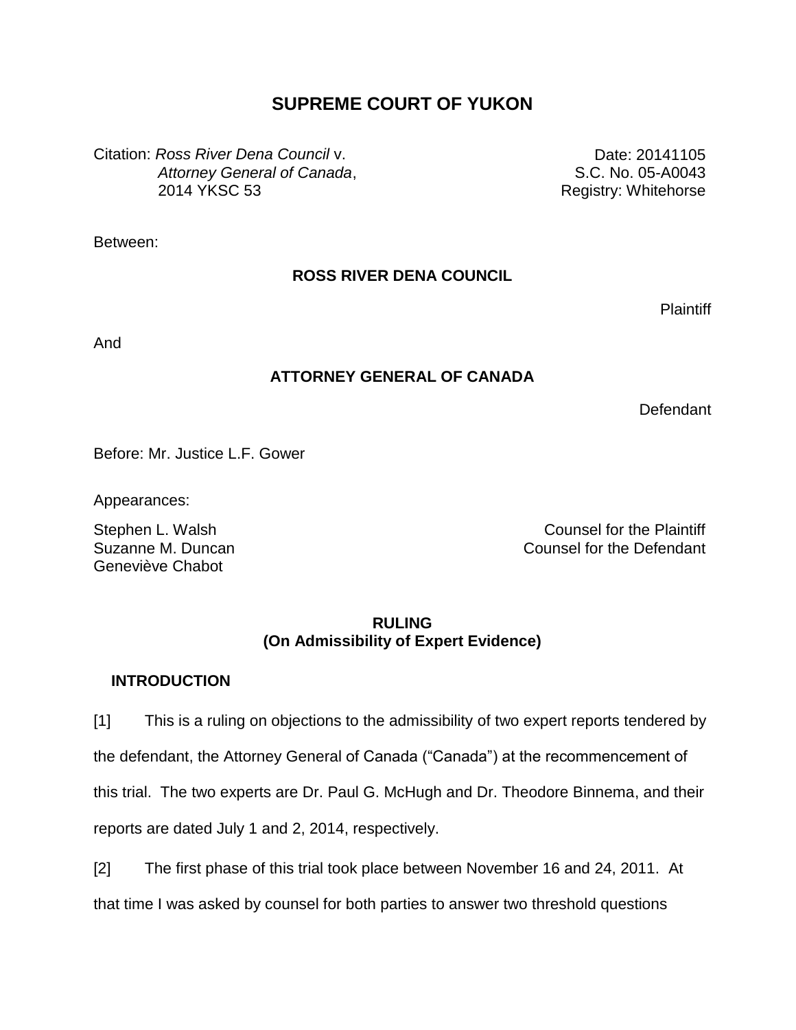# SUPREME COURT OF YUKON

Citation: *Ross River Dena Council* v. *Attorney General of Canada*, 2014 YKSC 53

Date: 20141105
S.C. No. 05-A0043
Registry: Whitehorse

Between:

**ROSS RIVER DENA COUNCIL**

Plaintiff

And

**ATTORNEY GENERAL OF CANADA**

Defendant

Before: Mr. Justice L.F. Gower

Appearances:

Stephen L. Walsh — Counsel for the Plaintiff
Suzanne M. Duncan
Geneviève Chabot — Counsel for the Defendant

**RULING**
**(On Admissibility of Expert Evidence)**

## INTRODUCTION

[1] This is a ruling on objections to the admissibility of two expert reports tendered by the defendant, the Attorney General of Canada ("Canada") at the recommencement of this trial. The two experts are Dr. Paul G. McHugh and Dr. Theodore Binnema, and their reports are dated July 1 and 2, 2014, respectively.

[2] The first phase of this trial took place between November 16 and 24, 2011. At that time I was asked by counsel for both parties to answer two threshold questions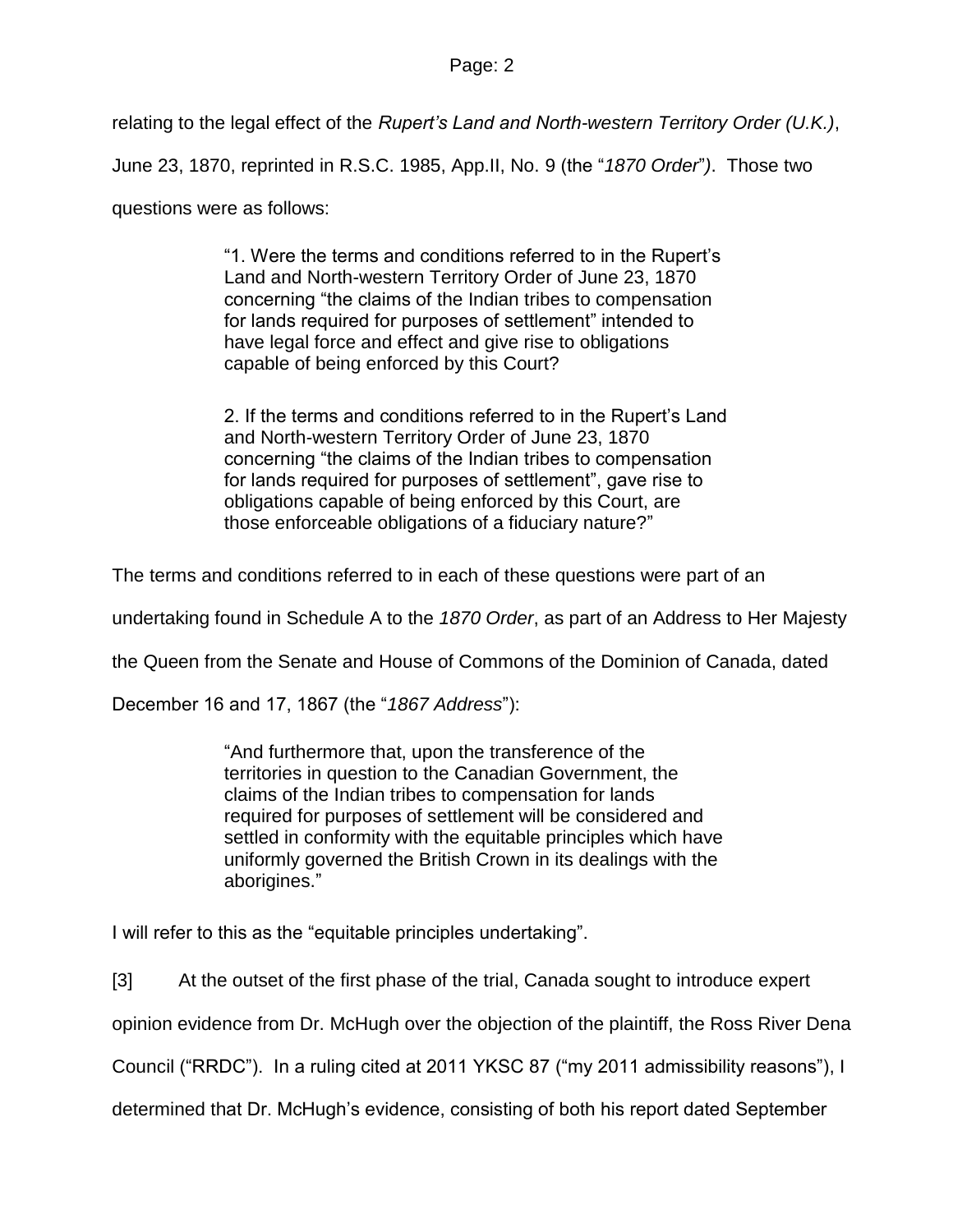relating to the legal effect of the *Rupert's Land and North-western Territory Order (U.K.)*, June 23, 1870, reprinted in R.S.C. 1985, App.II, No. 9 (the "*1870 Order*"*)*. Those two questions were as follows:

> "1. Were the terms and conditions referred to in the Rupert's Land and North-western Territory Order of June 23, 1870 concerning "the claims of the Indian tribes to compensation for lands required for purposes of settlement" intended to have legal force and effect and give rise to obligations capable of being enforced by this Court?
>
> 2. If the terms and conditions referred to in the Rupert's Land and North-western Territory Order of June 23, 1870 concerning "the claims of the Indian tribes to compensation for lands required for purposes of settlement", gave rise to obligations capable of being enforced by this Court, are those enforceable obligations of a fiduciary nature?"

The terms and conditions referred to in each of these questions were part of an undertaking found in Schedule A to the *1870 Order*, as part of an Address to Her Majesty the Queen from the Senate and House of Commons of the Dominion of Canada, dated December 16 and 17, 1867 (the "*1867 Address*"):

> "And furthermore that, upon the transference of the territories in question to the Canadian Government, the claims of the Indian tribes to compensation for lands required for purposes of settlement will be considered and settled in conformity with the equitable principles which have uniformly governed the British Crown in its dealings with the aborigines."

I will refer to this as the "equitable principles undertaking".

[3] At the outset of the first phase of the trial, Canada sought to introduce expert opinion evidence from Dr. McHugh over the objection of the plaintiff, the Ross River Dena Council ("RRDC"). In a ruling cited at 2011 YKSC 87 ("my 2011 admissibility reasons"), I determined that Dr. McHugh's evidence, consisting of both his report dated September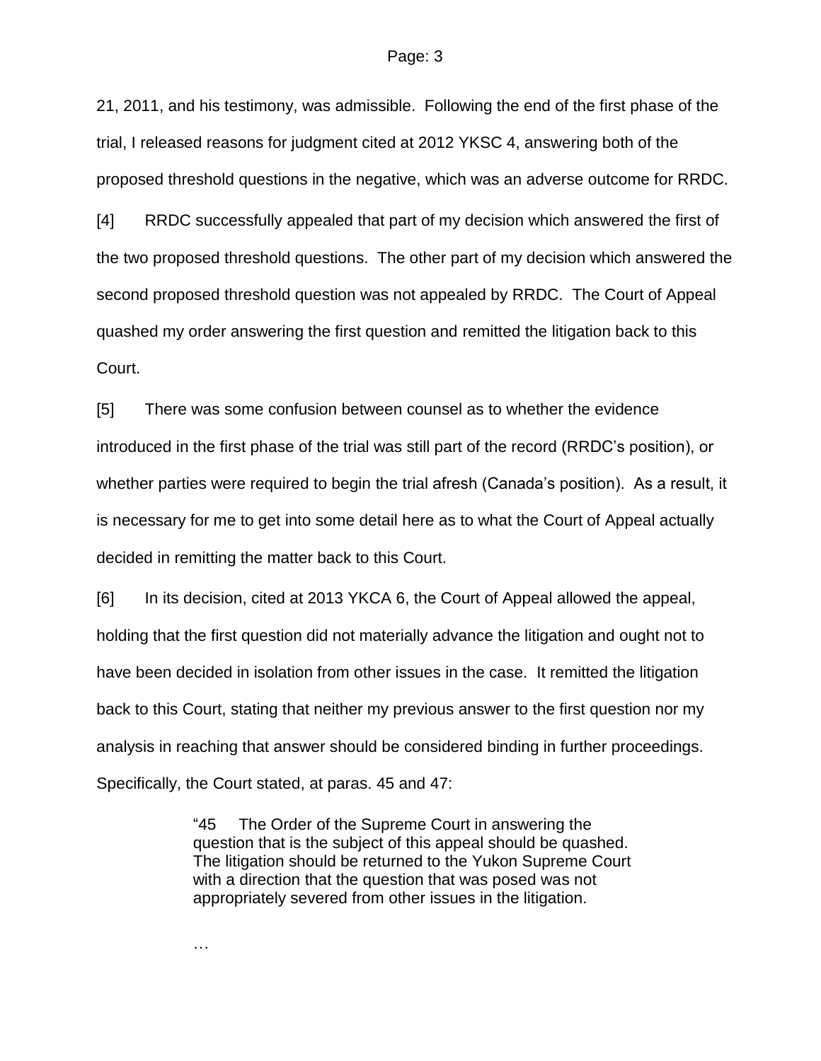21, 2011, and his testimony, was admissible. Following the end of the first phase of the trial, I released reasons for judgment cited at 2012 YKSC 4, answering both of the proposed threshold questions in the negative, which was an adverse outcome for RRDC.

[4] RRDC successfully appealed that part of my decision which answered the first of the two proposed threshold questions. The other part of my decision which answered the second proposed threshold question was not appealed by RRDC. The Court of Appeal quashed my order answering the first question and remitted the litigation back to this Court.

[5] There was some confusion between counsel as to whether the evidence introduced in the first phase of the trial was still part of the record (RRDC's position), or whether parties were required to begin the trial afresh (Canada's position). As a result, it is necessary for me to get into some detail here as to what the Court of Appeal actually decided in remitting the matter back to this Court.

[6] In its decision, cited at 2013 YKCA 6, the Court of Appeal allowed the appeal, holding that the first question did not materially advance the litigation and ought not to have been decided in isolation from other issues in the case. It remitted the litigation back to this Court, stating that neither my previous answer to the first question nor my analysis in reaching that answer should be considered binding in further proceedings. Specifically, the Court stated, at paras. 45 and 47:

> "45 The Order of the Supreme Court in answering the question that is the subject of this appeal should be quashed. The litigation should be returned to the Yukon Supreme Court with a direction that the question that was posed was not appropriately severed from other issues in the litigation.
>
> …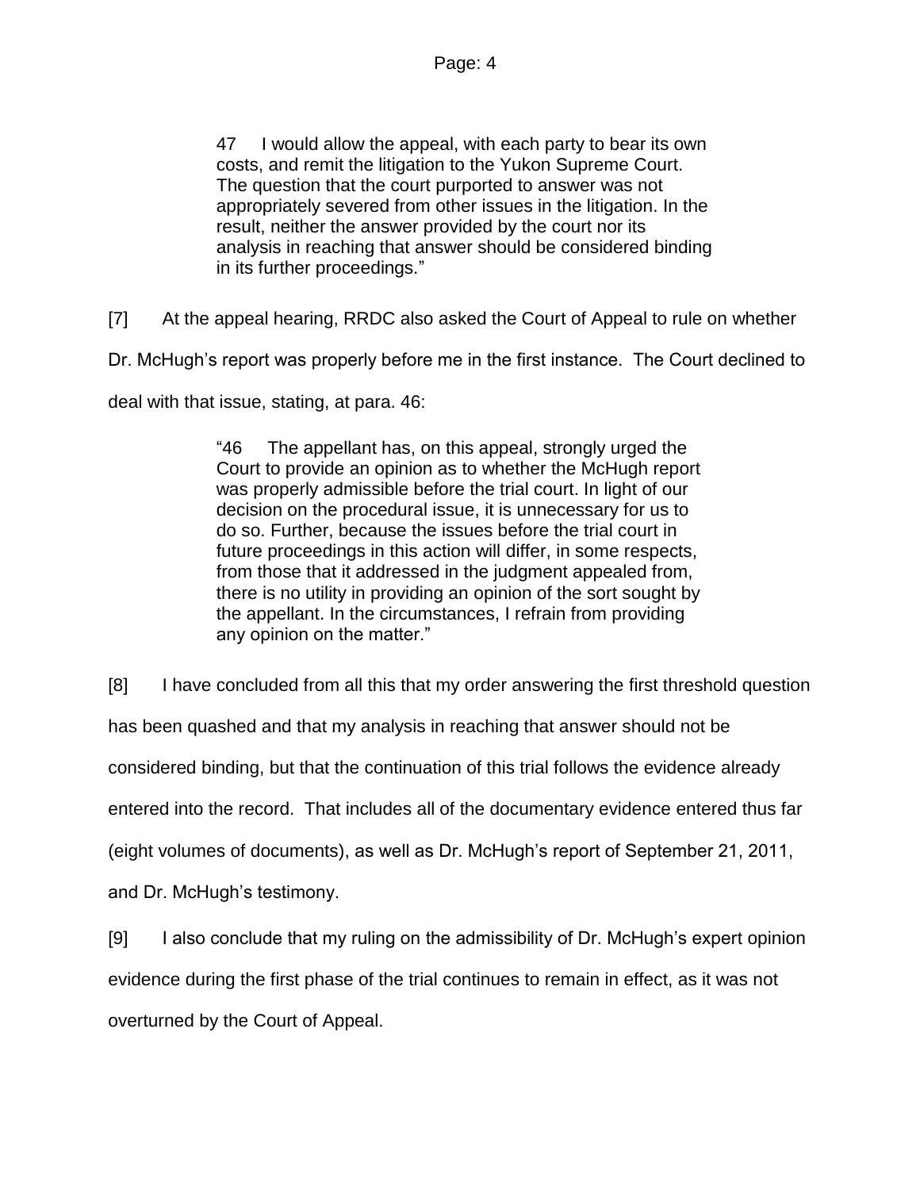> 47 I would allow the appeal, with each party to bear its own costs, and remit the litigation to the Yukon Supreme Court. The question that the court purported to answer was not appropriately severed from other issues in the litigation. In the result, neither the answer provided by the court nor its analysis in reaching that answer should be considered binding in its further proceedings."

[7] At the appeal hearing, RRDC also asked the Court of Appeal to rule on whether Dr. McHugh's report was properly before me in the first instance. The Court declined to deal with that issue, stating, at para. 46:

> "46 The appellant has, on this appeal, strongly urged the Court to provide an opinion as to whether the McHugh report was properly admissible before the trial court. In light of our decision on the procedural issue, it is unnecessary for us to do so. Further, because the issues before the trial court in future proceedings in this action will differ, in some respects, from those that it addressed in the judgment appealed from, there is no utility in providing an opinion of the sort sought by the appellant. In the circumstances, I refrain from providing any opinion on the matter."

[8] I have concluded from all this that my order answering the first threshold question has been quashed and that my analysis in reaching that answer should not be considered binding, but that the continuation of this trial follows the evidence already entered into the record. That includes all of the documentary evidence entered thus far (eight volumes of documents), as well as Dr. McHugh's report of September 21, 2011, and Dr. McHugh's testimony.

[9] I also conclude that my ruling on the admissibility of Dr. McHugh's expert opinion evidence during the first phase of the trial continues to remain in effect, as it was not overturned by the Court of Appeal.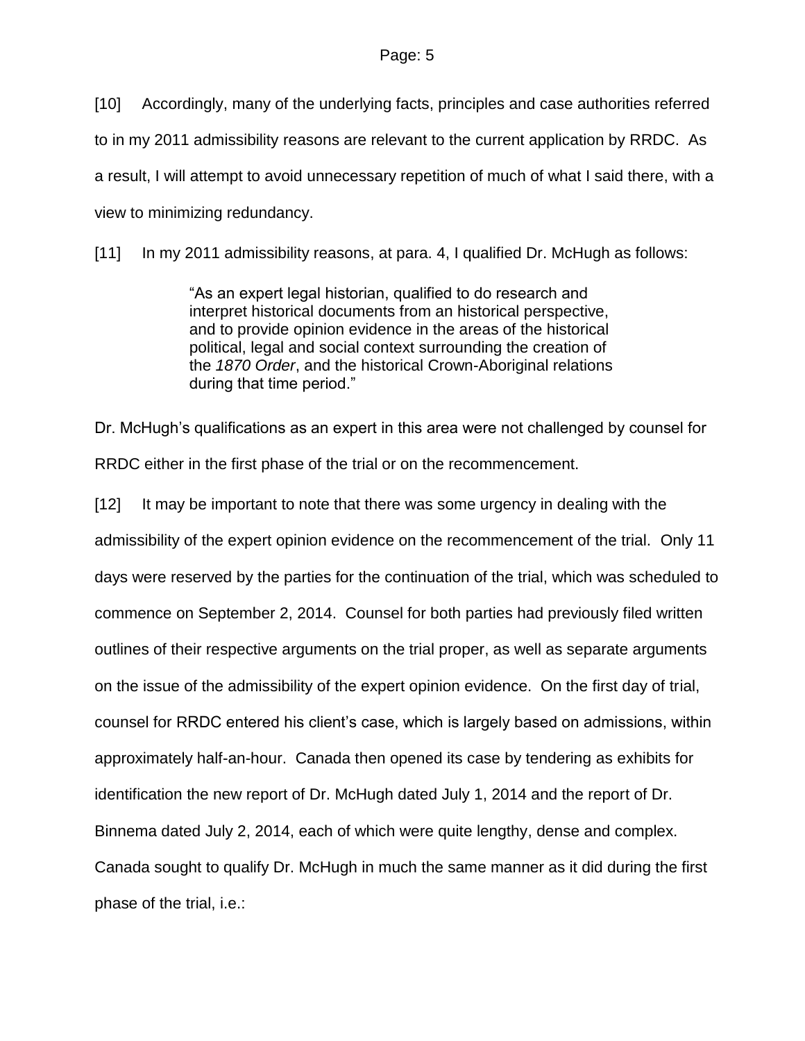[10] Accordingly, many of the underlying facts, principles and case authorities referred to in my 2011 admissibility reasons are relevant to the current application by RRDC. As a result, I will attempt to avoid unnecessary repetition of much of what I said there, with a view to minimizing redundancy.

[11] In my 2011 admissibility reasons, at para. 4, I qualified Dr. McHugh as follows:

> "As an expert legal historian, qualified to do research and interpret historical documents from an historical perspective, and to provide opinion evidence in the areas of the historical political, legal and social context surrounding the creation of the *1870 Order*, and the historical Crown-Aboriginal relations during that time period."

Dr. McHugh's qualifications as an expert in this area were not challenged by counsel for RRDC either in the first phase of the trial or on the recommencement.

[12] It may be important to note that there was some urgency in dealing with the admissibility of the expert opinion evidence on the recommencement of the trial. Only 11 days were reserved by the parties for the continuation of the trial, which was scheduled to commence on September 2, 2014. Counsel for both parties had previously filed written outlines of their respective arguments on the trial proper, as well as separate arguments on the issue of the admissibility of the expert opinion evidence. On the first day of trial, counsel for RRDC entered his client's case, which is largely based on admissions, within approximately half-an-hour. Canada then opened its case by tendering as exhibits for identification the new report of Dr. McHugh dated July 1, 2014 and the report of Dr. Binnema dated July 2, 2014, each of which were quite lengthy, dense and complex. Canada sought to qualify Dr. McHugh in much the same manner as it did during the first phase of the trial, i.e.: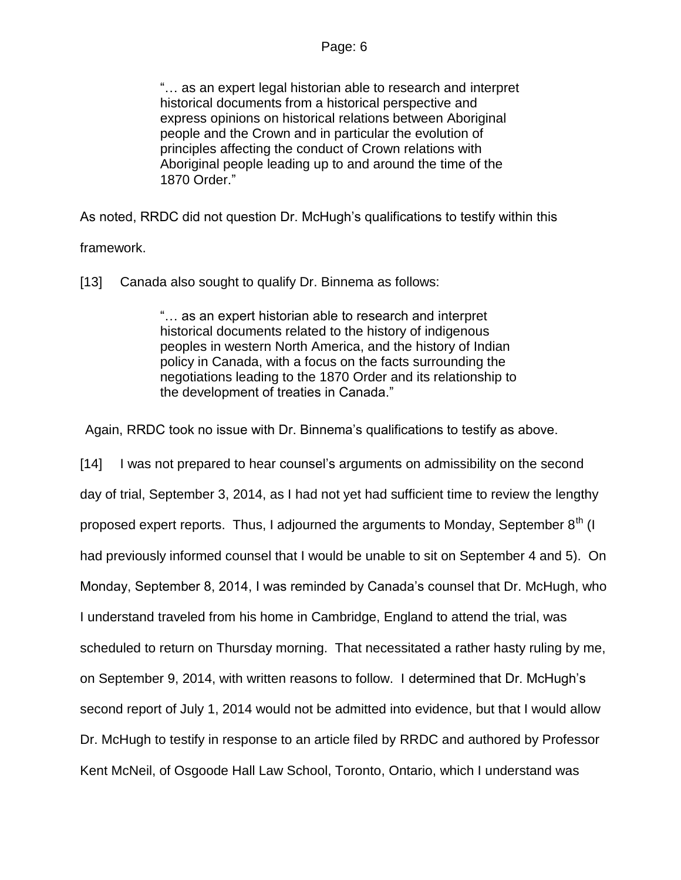> "… as an expert legal historian able to research and interpret historical documents from a historical perspective and express opinions on historical relations between Aboriginal people and the Crown and in particular the evolution of principles affecting the conduct of Crown relations with Aboriginal people leading up to and around the time of the 1870 Order."

As noted, RRDC did not question Dr. McHugh's qualifications to testify within this framework.

[13] Canada also sought to qualify Dr. Binnema as follows:

> "… as an expert historian able to research and interpret historical documents related to the history of indigenous peoples in western North America, and the history of Indian policy in Canada, with a focus on the facts surrounding the negotiations leading to the 1870 Order and its relationship to the development of treaties in Canada."

Again, RRDC took no issue with Dr. Binnema's qualifications to testify as above.

[14] I was not prepared to hear counsel's arguments on admissibility on the second day of trial, September 3, 2014, as I had not yet had sufficient time to review the lengthy proposed expert reports. Thus, I adjourned the arguments to Monday, September 8th (I had previously informed counsel that I would be unable to sit on September 4 and 5). On Monday, September 8, 2014, I was reminded by Canada's counsel that Dr. McHugh, who I understand traveled from his home in Cambridge, England to attend the trial, was scheduled to return on Thursday morning. That necessitated a rather hasty ruling by me, on September 9, 2014, with written reasons to follow. I determined that Dr. McHugh's second report of July 1, 2014 would not be admitted into evidence, but that I would allow Dr. McHugh to testify in response to an article filed by RRDC and authored by Professor Kent McNeil, of Osgoode Hall Law School, Toronto, Ontario, which I understand was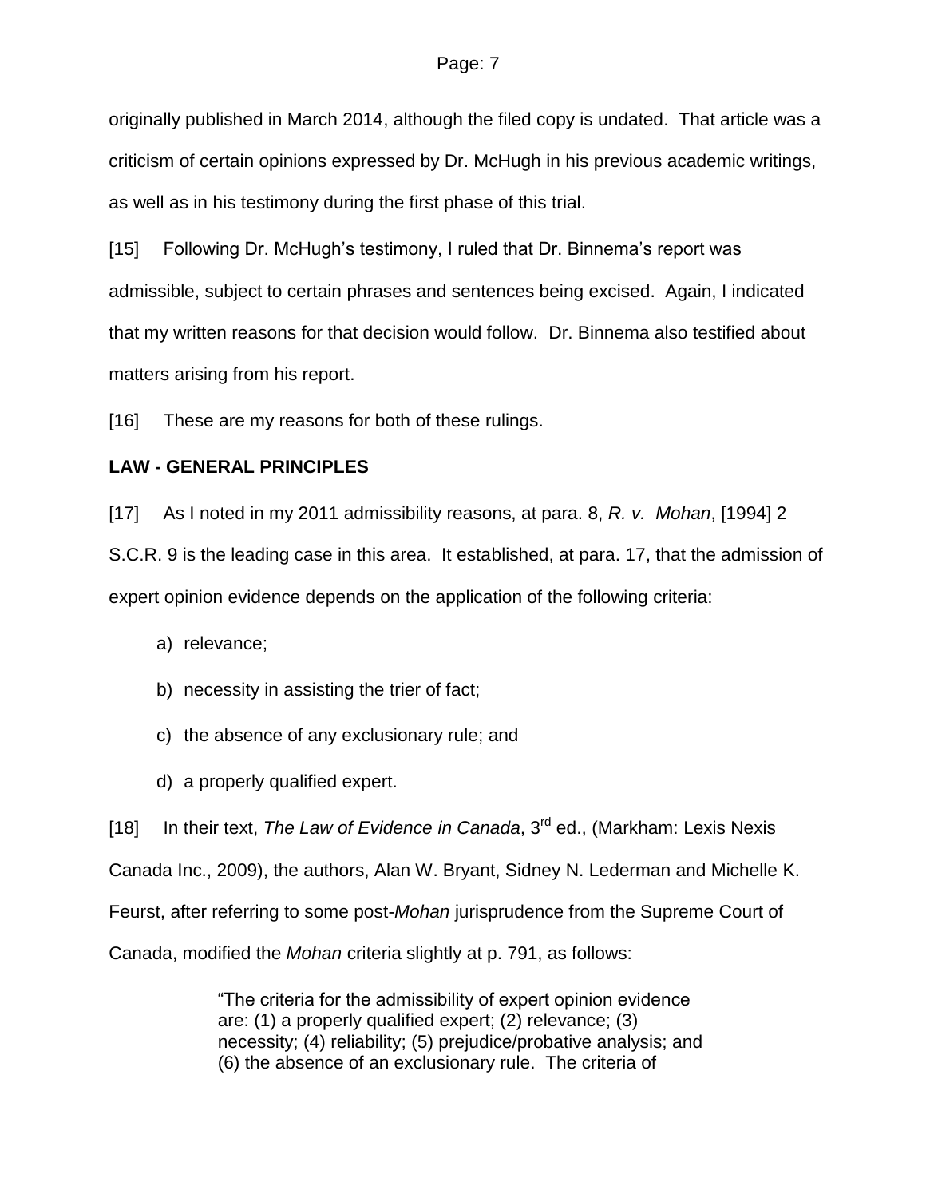originally published in March 2014, although the filed copy is undated. That article was a criticism of certain opinions expressed by Dr. McHugh in his previous academic writings, as well as in his testimony during the first phase of this trial.

[15] Following Dr. McHugh's testimony, I ruled that Dr. Binnema's report was admissible, subject to certain phrases and sentences being excised. Again, I indicated that my written reasons for that decision would follow. Dr. Binnema also testified about matters arising from his report.

[16] These are my reasons for both of these rulings.

**LAW - GENERAL PRINCIPLES**

[17] As I noted in my 2011 admissibility reasons, at para. 8, *R. v. Mohan*, [1994] 2 S.C.R. 9 is the leading case in this area. It established, at para. 17, that the admission of expert opinion evidence depends on the application of the following criteria:

a) relevance;

b) necessity in assisting the trier of fact;

c) the absence of any exclusionary rule; and

d) a properly qualified expert.

[18] In their text, *The Law of Evidence in Canada*, 3rd ed., (Markham: Lexis Nexis Canada Inc., 2009), the authors, Alan W. Bryant, Sidney N. Lederman and Michelle K. Feurst, after referring to some post-*Mohan* jurisprudence from the Supreme Court of Canada, modified the *Mohan* criteria slightly at p. 791, as follows:

> "The criteria for the admissibility of expert opinion evidence are: (1) a properly qualified expert; (2) relevance; (3) necessity; (4) reliability; (5) prejudice/probative analysis; and (6) the absence of an exclusionary rule. The criteria of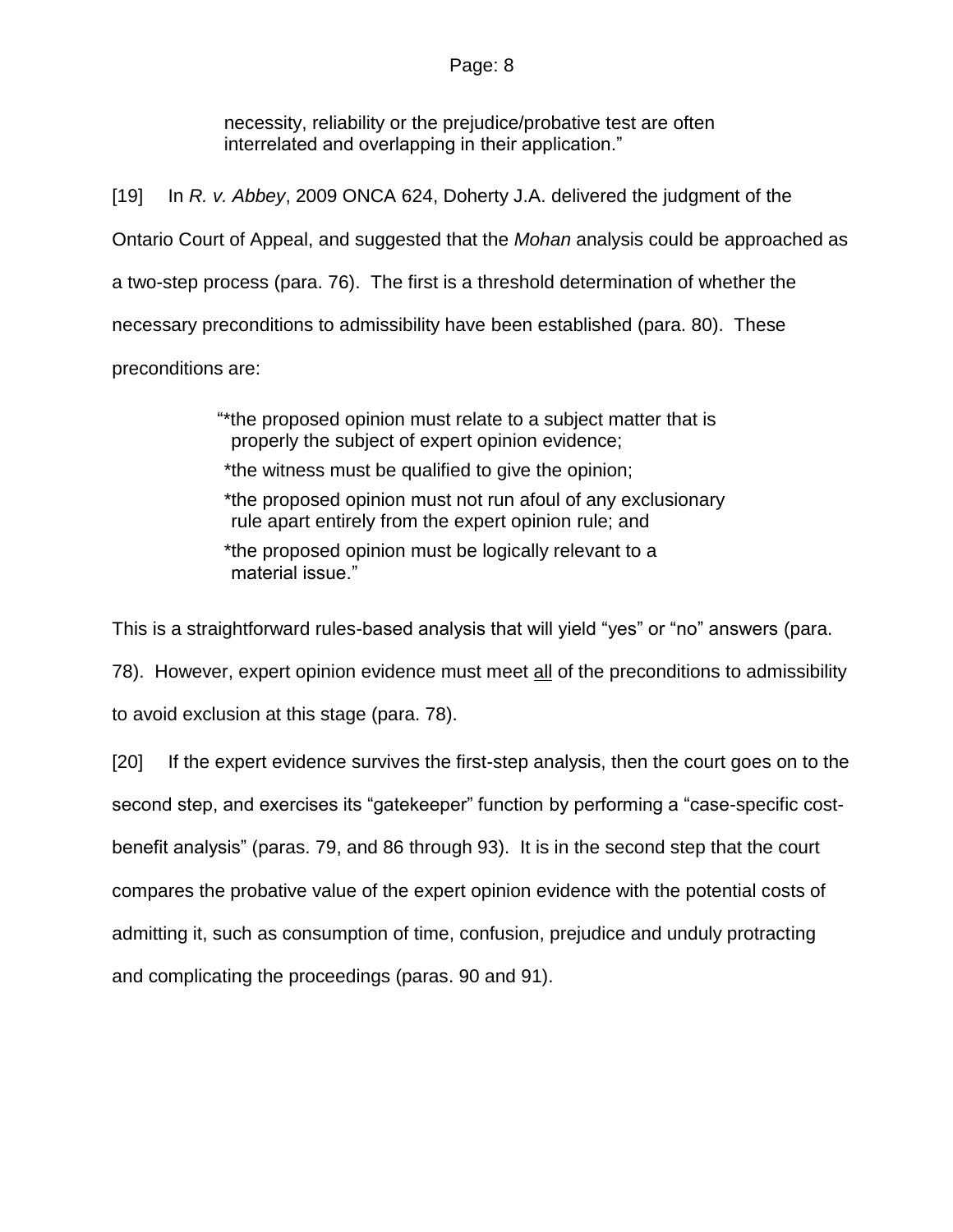> necessity, reliability or the prejudice/probative test are often interrelated and overlapping in their application."

[19] In *R. v. Abbey*, 2009 ONCA 624, Doherty J.A. delivered the judgment of the Ontario Court of Appeal, and suggested that the *Mohan* analysis could be approached as a two-step process (para. 76). The first is a threshold determination of whether the necessary preconditions to admissibility have been established (para. 80). These preconditions are:

> "*the proposed opinion must relate to a subject matter that is properly the subject of expert opinion evidence;
>
> *the witness must be qualified to give the opinion;
>
> *the proposed opinion must not run afoul of any exclusionary rule apart entirely from the expert opinion rule; and
>
> *the proposed opinion must be logically relevant to a material issue."

This is a straightforward rules-based analysis that will yield "yes" or "no" answers (para. 78). However, expert opinion evidence must meet <u>all</u> of the preconditions to admissibility to avoid exclusion at this stage (para. 78).

[20] If the expert evidence survives the first-step analysis, then the court goes on to the second step, and exercises its "gatekeeper" function by performing a "case-specific cost-benefit analysis" (paras. 79, and 86 through 93). It is in the second step that the court compares the probative value of the expert opinion evidence with the potential costs of admitting it, such as consumption of time, confusion, prejudice and unduly protracting and complicating the proceedings (paras. 90 and 91).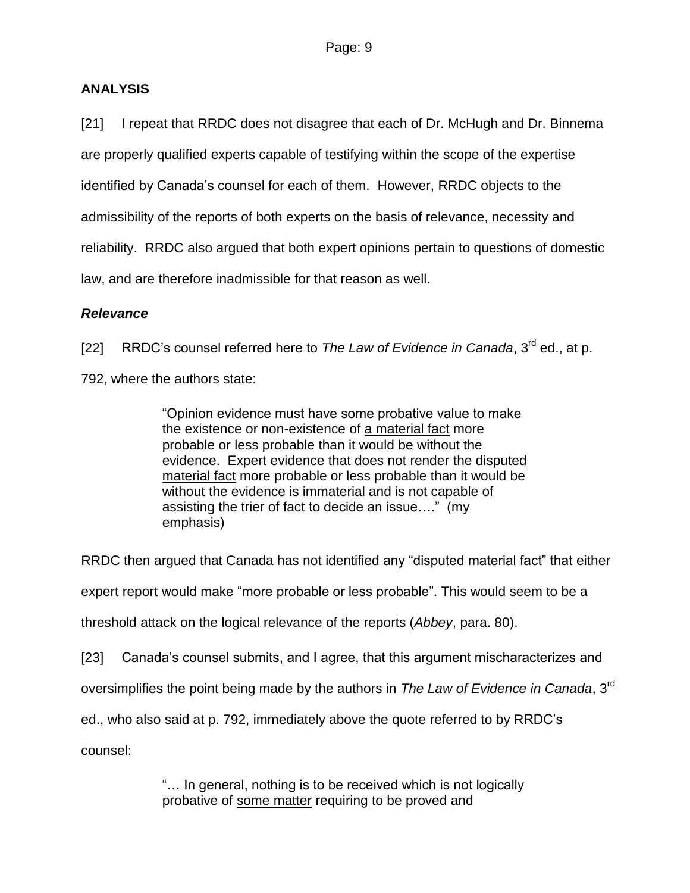## ANALYSIS

[21] I repeat that RRDC does not disagree that each of Dr. McHugh and Dr. Binnema are properly qualified experts capable of testifying within the scope of the expertise identified by Canada's counsel for each of them. However, RRDC objects to the admissibility of the reports of both experts on the basis of relevance, necessity and reliability. RRDC also argued that both expert opinions pertain to questions of domestic law, and are therefore inadmissible for that reason as well.

### *Relevance*

[22] RRDC's counsel referred here to *The Law of Evidence in Canada*, 3rd ed., at p. 792, where the authors state:

> "Opinion evidence must have some probative value to make the existence or non-existence of <u>a material fact</u> more probable or less probable than it would be without the evidence. Expert evidence that does not render <u>the disputed material fact</u> more probable or less probable than it would be without the evidence is immaterial and is not capable of assisting the trier of fact to decide an issue…." (my emphasis)

RRDC then argued that Canada has not identified any "disputed material fact" that either expert report would make "more probable or less probable". This would seem to be a threshold attack on the logical relevance of the reports (*Abbey*, para. 80).

[23] Canada's counsel submits, and I agree, that this argument mischaracterizes and oversimplifies the point being made by the authors in *The Law of Evidence in Canada*, 3rd ed., who also said at p. 792, immediately above the quote referred to by RRDC's counsel:

> "… In general, nothing is to be received which is not logically probative of <u>some matter</u> requiring to be proved and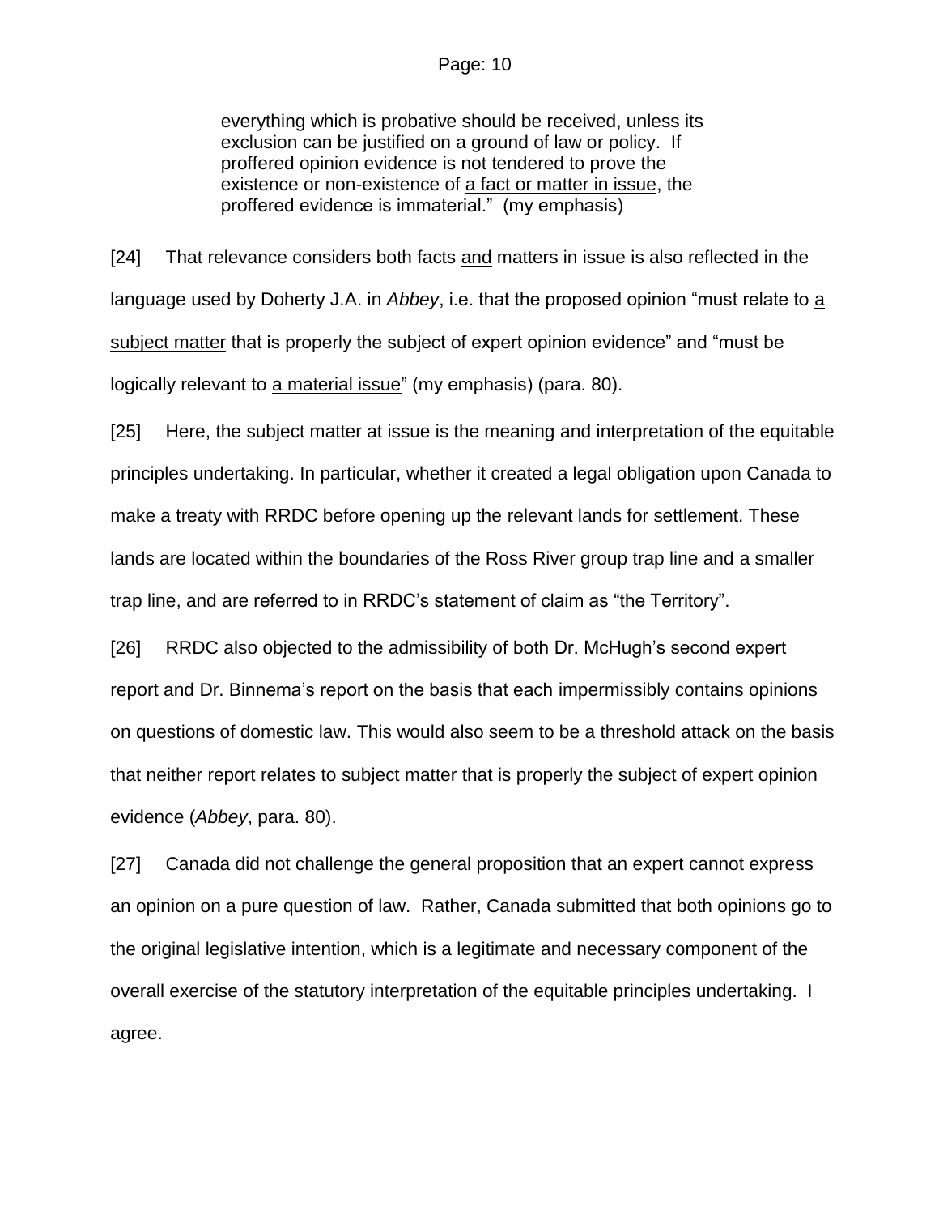> everything which is probative should be received, unless its exclusion can be justified on a ground of law or policy. If proffered opinion evidence is not tendered to prove the existence or non-existence of <u>a fact or matter in issue</u>, the proffered evidence is immaterial." (my emphasis)

[24] That relevance considers both facts <u>and</u> matters in issue is also reflected in the language used by Doherty J.A. in *Abbey*, i.e. that the proposed opinion "must relate to <u>a subject matter</u> that is properly the subject of expert opinion evidence" and "must be logically relevant to <u>a material issue</u>" (my emphasis) (para. 80).

[25] Here, the subject matter at issue is the meaning and interpretation of the equitable principles undertaking. In particular, whether it created a legal obligation upon Canada to make a treaty with RRDC before opening up the relevant lands for settlement. These lands are located within the boundaries of the Ross River group trap line and a smaller trap line, and are referred to in RRDC's statement of claim as "the Territory".

[26] RRDC also objected to the admissibility of both Dr. McHugh's second expert report and Dr. Binnema's report on the basis that each impermissibly contains opinions on questions of domestic law. This would also seem to be a threshold attack on the basis that neither report relates to subject matter that is properly the subject of expert opinion evidence (*Abbey*, para. 80).

[27] Canada did not challenge the general proposition that an expert cannot express an opinion on a pure question of law. Rather, Canada submitted that both opinions go to the original legislative intention, which is a legitimate and necessary component of the overall exercise of the statutory interpretation of the equitable principles undertaking. I agree.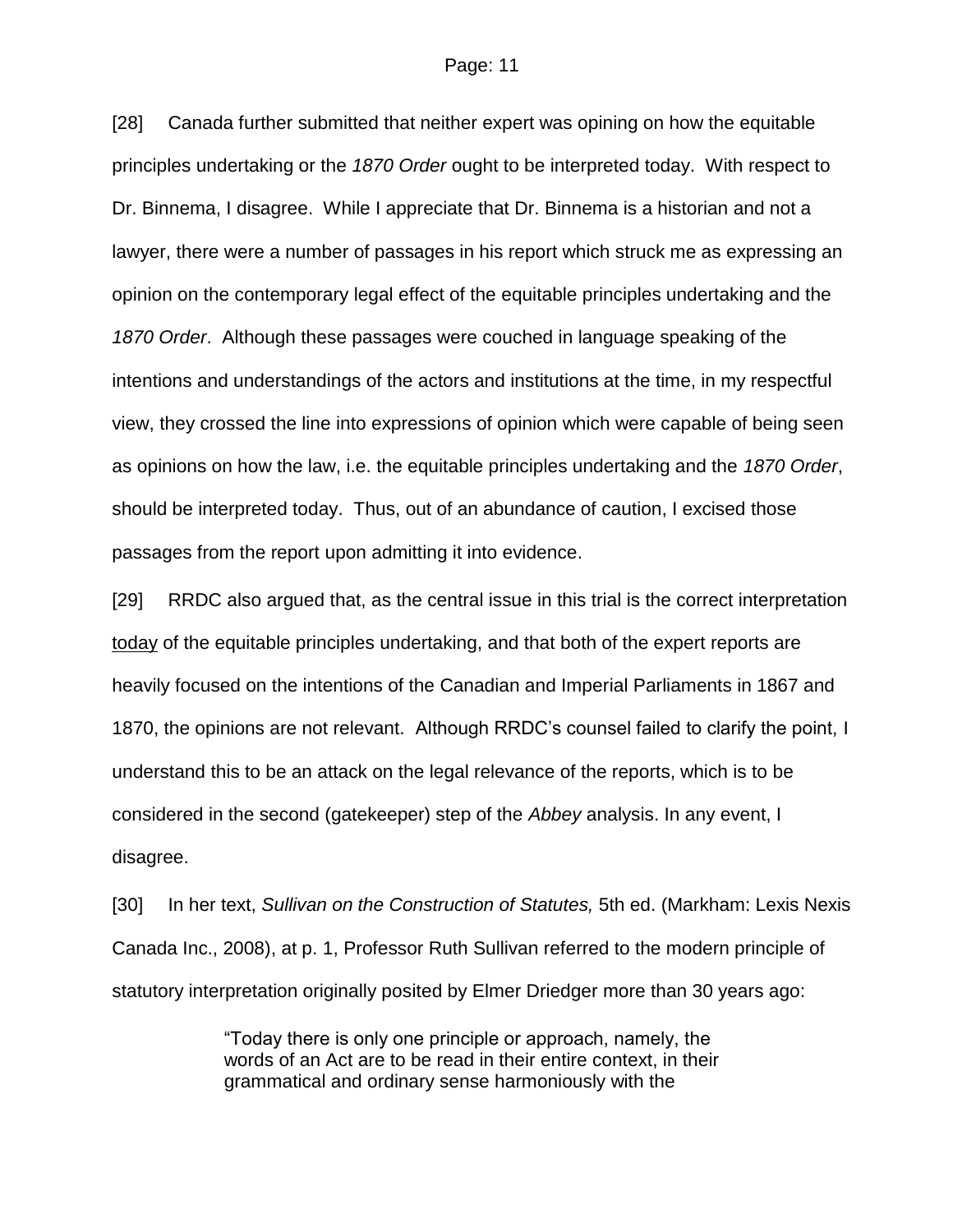[28] Canada further submitted that neither expert was opining on how the equitable principles undertaking or the *1870 Order* ought to be interpreted today. With respect to Dr. Binnema, I disagree. While I appreciate that Dr. Binnema is a historian and not a lawyer, there were a number of passages in his report which struck me as expressing an opinion on the contemporary legal effect of the equitable principles undertaking and the *1870 Order*. Although these passages were couched in language speaking of the intentions and understandings of the actors and institutions at the time, in my respectful view, they crossed the line into expressions of opinion which were capable of being seen as opinions on how the law, i.e. the equitable principles undertaking and the *1870 Order*, should be interpreted today. Thus, out of an abundance of caution, I excised those passages from the report upon admitting it into evidence.

[29] RRDC also argued that, as the central issue in this trial is the correct interpretation <u>today</u> of the equitable principles undertaking, and that both of the expert reports are heavily focused on the intentions of the Canadian and Imperial Parliaments in 1867 and 1870, the opinions are not relevant. Although RRDC's counsel failed to clarify the point, I understand this to be an attack on the legal relevance of the reports, which is to be considered in the second (gatekeeper) step of the *Abbey* analysis. In any event, I disagree.

[30] In her text, *Sullivan on the Construction of Statutes,* 5th ed. (Markham: Lexis Nexis Canada Inc., 2008), at p. 1, Professor Ruth Sullivan referred to the modern principle of statutory interpretation originally posited by Elmer Driedger more than 30 years ago:

> "Today there is only one principle or approach, namely, the words of an Act are to be read in their entire context, in their grammatical and ordinary sense harmoniously with the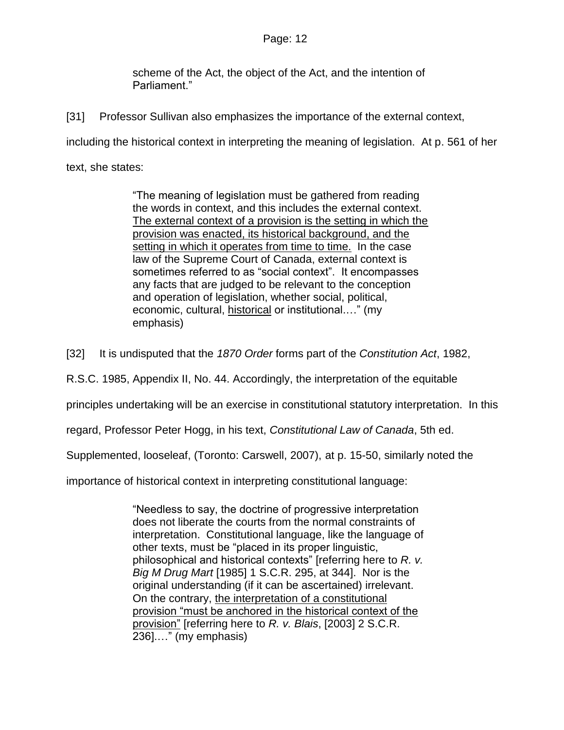> scheme of the Act, the object of the Act, and the intention of Parliament."

[31] Professor Sullivan also emphasizes the importance of the external context, including the historical context in interpreting the meaning of legislation. At p. 561 of her text, she states:

> "The meaning of legislation must be gathered from reading the words in context, and this includes the external context. <u>The external context of a provision is the setting in which the provision was enacted, its historical background, and the setting in which it operates from time to time.</u> In the case law of the Supreme Court of Canada, external context is sometimes referred to as "social context". It encompasses any facts that are judged to be relevant to the conception and operation of legislation, whether social, political, economic, cultural, <u>historical</u> or institutional.…" (my emphasis)

[32] It is undisputed that the *1870 Order* forms part of the *Constitution Act*, 1982, R.S.C. 1985, Appendix II, No. 44. Accordingly, the interpretation of the equitable principles undertaking will be an exercise in constitutional statutory interpretation. In this regard, Professor Peter Hogg, in his text, *Constitutional Law of Canada*, 5th ed. Supplemented, looseleaf, (Toronto: Carswell, 2007), at p. 15-50, similarly noted the importance of historical context in interpreting constitutional language:

> "Needless to say, the doctrine of progressive interpretation does not liberate the courts from the normal constraints of interpretation. Constitutional language, like the language of other texts, must be "placed in its proper linguistic, philosophical and historical contexts" [referring here to *R. v. Big M Drug Mart* [1985] 1 S.C.R. 295, at 344]. Nor is the original understanding (if it can be ascertained) irrelevant. On the contrary, <u>the interpretation of a constitutional provision "must be anchored in the historical context of the provision"</u> [referring here to *R. v. Blais*, [2003] 2 S.C.R. 236].…" (my emphasis)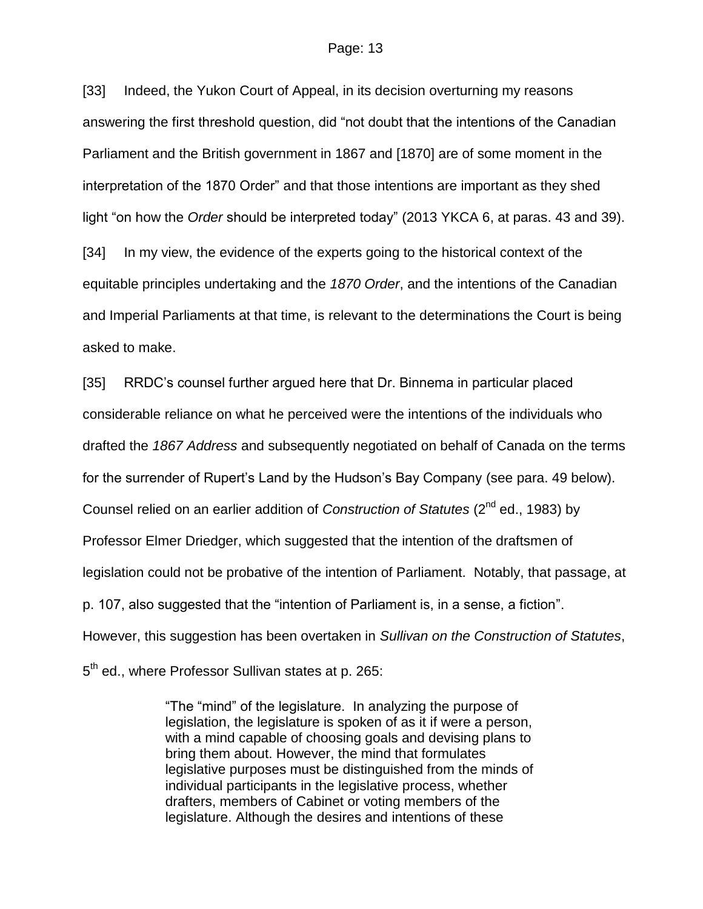[33] Indeed, the Yukon Court of Appeal, in its decision overturning my reasons answering the first threshold question, did "not doubt that the intentions of the Canadian Parliament and the British government in 1867 and [1870] are of some moment in the interpretation of the 1870 Order" and that those intentions are important as they shed light "on how the *Order* should be interpreted today" (2013 YKCA 6, at paras. 43 and 39).

[34] In my view, the evidence of the experts going to the historical context of the equitable principles undertaking and the *1870 Order*, and the intentions of the Canadian and Imperial Parliaments at that time, is relevant to the determinations the Court is being asked to make.

[35] RRDC's counsel further argued here that Dr. Binnema in particular placed considerable reliance on what he perceived were the intentions of the individuals who drafted the *1867 Address* and subsequently negotiated on behalf of Canada on the terms for the surrender of Rupert's Land by the Hudson's Bay Company (see para. 49 below). Counsel relied on an earlier addition of *Construction of Statutes* (2nd ed., 1983) by Professor Elmer Driedger, which suggested that the intention of the draftsmen of legislation could not be probative of the intention of Parliament. Notably, that passage, at p. 107, also suggested that the "intention of Parliament is, in a sense, a fiction". However, this suggestion has been overtaken in *Sullivan on the Construction of Statutes*, 5th ed., where Professor Sullivan states at p. 265:

> "The "mind" of the legislature. In analyzing the purpose of legislation, the legislature is spoken of as it if were a person, with a mind capable of choosing goals and devising plans to bring them about. However, the mind that formulates legislative purposes must be distinguished from the minds of individual participants in the legislative process, whether drafters, members of Cabinet or voting members of the legislature. Although the desires and intentions of these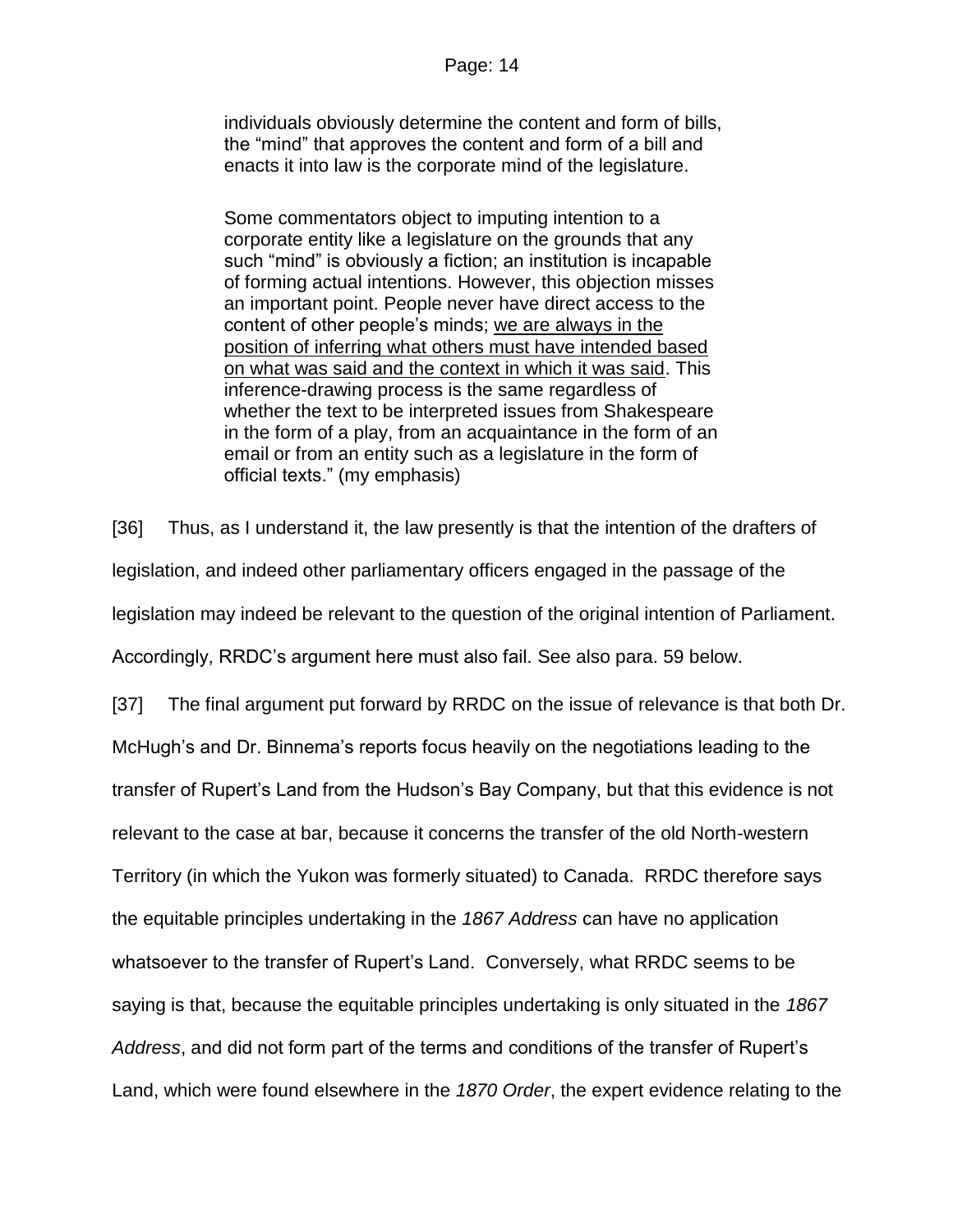> individuals obviously determine the content and form of bills, the "mind" that approves the content and form of a bill and enacts it into law is the corporate mind of the legislature.
>
> Some commentators object to imputing intention to a corporate entity like a legislature on the grounds that any such "mind" is obviously a fiction; an institution is incapable of forming actual intentions. However, this objection misses an important point. People never have direct access to the content of other people's minds; <u>we are always in the position of inferring what others must have intended based on what was said and the context in which it was said</u>. This inference-drawing process is the same regardless of whether the text to be interpreted issues from Shakespeare in the form of a play, from an acquaintance in the form of an email or from an entity such as a legislature in the form of official texts." (my emphasis)

[36] Thus, as I understand it, the law presently is that the intention of the drafters of legislation, and indeed other parliamentary officers engaged in the passage of the legislation may indeed be relevant to the question of the original intention of Parliament. Accordingly, RRDC's argument here must also fail. See also para. 59 below.

[37] The final argument put forward by RRDC on the issue of relevance is that both Dr. McHugh's and Dr. Binnema's reports focus heavily on the negotiations leading to the transfer of Rupert's Land from the Hudson's Bay Company, but that this evidence is not relevant to the case at bar, because it concerns the transfer of the old North-western Territory (in which the Yukon was formerly situated) to Canada. RRDC therefore says the equitable principles undertaking in the *1867 Address* can have no application whatsoever to the transfer of Rupert's Land. Conversely, what RRDC seems to be saying is that, because the equitable principles undertaking is only situated in the *1867 Address*, and did not form part of the terms and conditions of the transfer of Rupert's Land, which were found elsewhere in the *1870 Order*, the expert evidence relating to the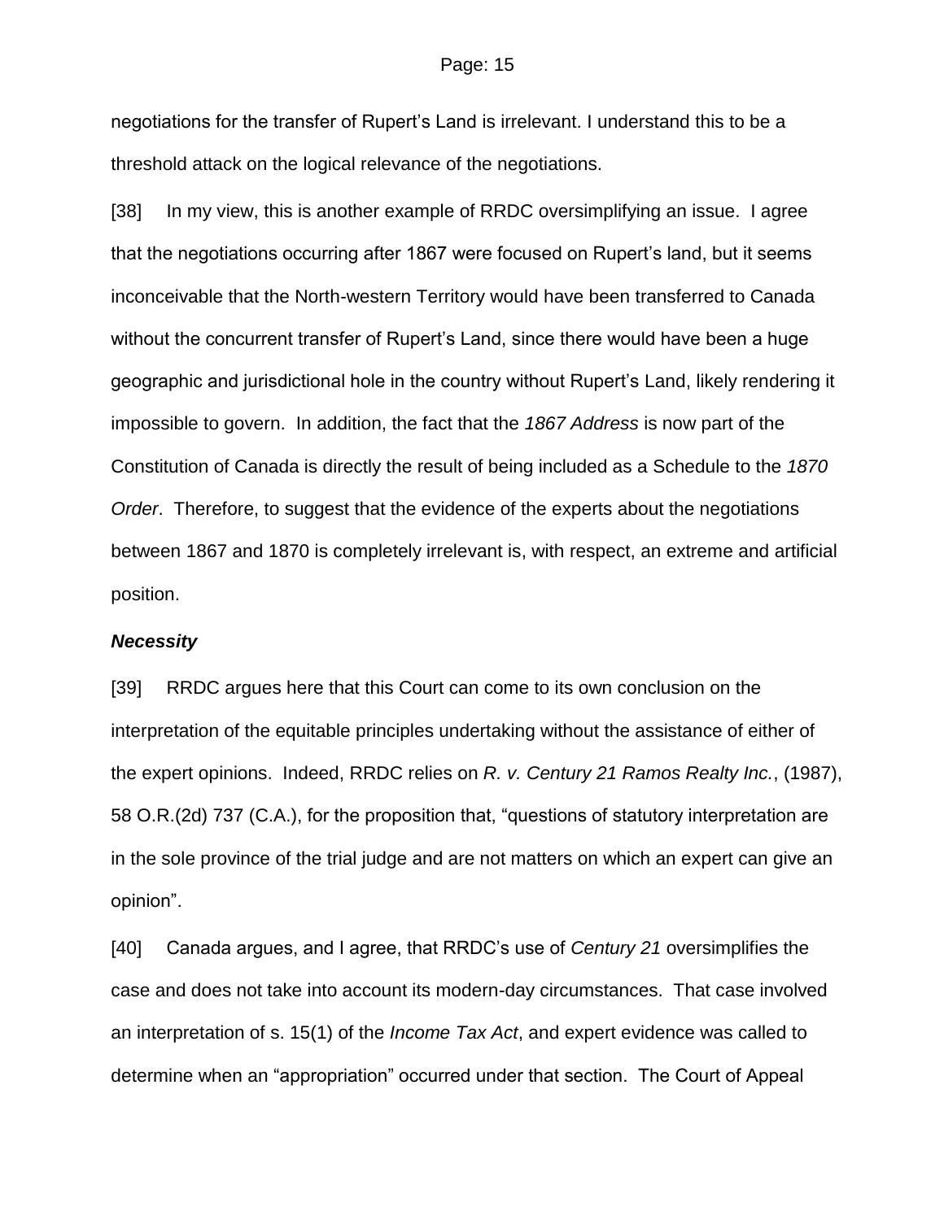negotiations for the transfer of Rupert's Land is irrelevant. I understand this to be a threshold attack on the logical relevance of the negotiations.

[38] In my view, this is another example of RRDC oversimplifying an issue. I agree that the negotiations occurring after 1867 were focused on Rupert's land, but it seems inconceivable that the North-western Territory would have been transferred to Canada without the concurrent transfer of Rupert's Land, since there would have been a huge geographic and jurisdictional hole in the country without Rupert's Land, likely rendering it impossible to govern. In addition, the fact that the *1867 Address* is now part of the Constitution of Canada is directly the result of being included as a Schedule to the *1870 Order*. Therefore, to suggest that the evidence of the experts about the negotiations between 1867 and 1870 is completely irrelevant is, with respect, an extreme and artificial position.

***Necessity***

[39] RRDC argues here that this Court can come to its own conclusion on the interpretation of the equitable principles undertaking without the assistance of either of the expert opinions. Indeed, RRDC relies on *R. v. Century 21 Ramos Realty Inc.*, (1987), 58 O.R.(2d) 737 (C.A.), for the proposition that, "questions of statutory interpretation are in the sole province of the trial judge and are not matters on which an expert can give an opinion".

[40] Canada argues, and I agree, that RRDC's use of *Century 21* oversimplifies the case and does not take into account its modern-day circumstances. That case involved an interpretation of s. 15(1) of the *Income Tax Act*, and expert evidence was called to determine when an "appropriation" occurred under that section. The Court of Appeal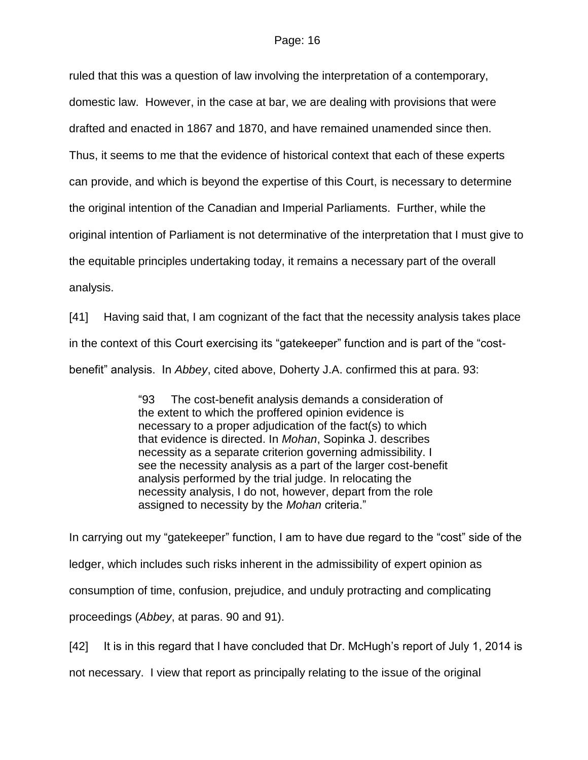ruled that this was a question of law involving the interpretation of a contemporary, domestic law. However, in the case at bar, we are dealing with provisions that were drafted and enacted in 1867 and 1870, and have remained unamended since then. Thus, it seems to me that the evidence of historical context that each of these experts can provide, and which is beyond the expertise of this Court, is necessary to determine the original intention of the Canadian and Imperial Parliaments. Further, while the original intention of Parliament is not determinative of the interpretation that I must give to the equitable principles undertaking today, it remains a necessary part of the overall analysis.

[41] Having said that, I am cognizant of the fact that the necessity analysis takes place in the context of this Court exercising its "gatekeeper" function and is part of the "cost-benefit" analysis. In *Abbey*, cited above, Doherty J.A. confirmed this at para. 93:

> "93 The cost-benefit analysis demands a consideration of the extent to which the proffered opinion evidence is necessary to a proper adjudication of the fact(s) to which that evidence is directed. In *Mohan*, Sopinka J. describes necessity as a separate criterion governing admissibility. I see the necessity analysis as a part of the larger cost-benefit analysis performed by the trial judge. In relocating the necessity analysis, I do not, however, depart from the role assigned to necessity by the *Mohan* criteria."

In carrying out my "gatekeeper" function, I am to have due regard to the "cost" side of the ledger, which includes such risks inherent in the admissibility of expert opinion as consumption of time, confusion, prejudice, and unduly protracting and complicating proceedings (*Abbey*, at paras. 90 and 91).

[42] It is in this regard that I have concluded that Dr. McHugh's report of July 1, 2014 is not necessary. I view that report as principally relating to the issue of the original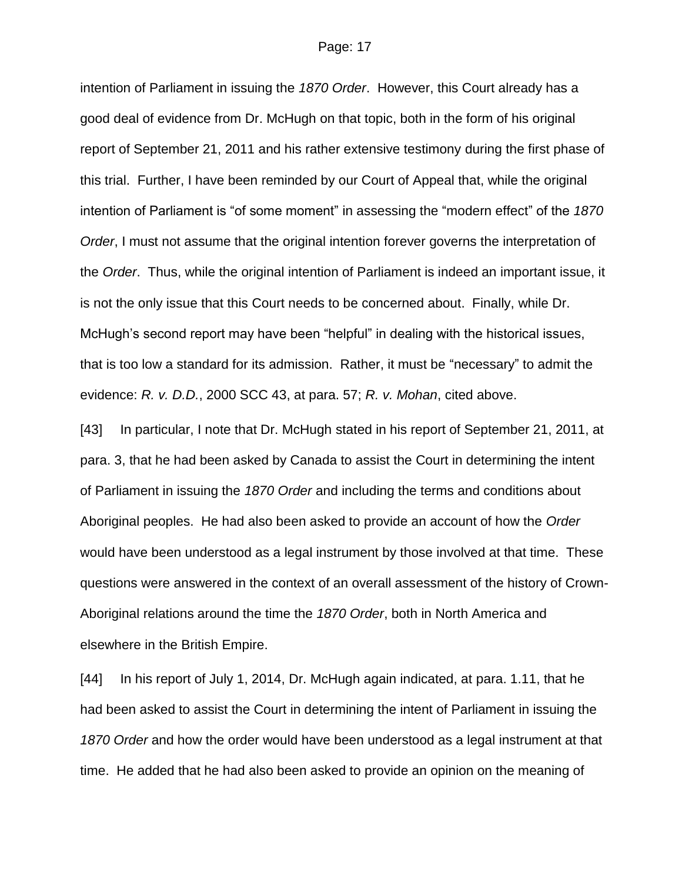intention of Parliament in issuing the *1870 Order*. However, this Court already has a good deal of evidence from Dr. McHugh on that topic, both in the form of his original report of September 21, 2011 and his rather extensive testimony during the first phase of this trial. Further, I have been reminded by our Court of Appeal that, while the original intention of Parliament is "of some moment" in assessing the "modern effect" of the *1870 Order*, I must not assume that the original intention forever governs the interpretation of the *Order*. Thus, while the original intention of Parliament is indeed an important issue, it is not the only issue that this Court needs to be concerned about. Finally, while Dr. McHugh's second report may have been "helpful" in dealing with the historical issues, that is too low a standard for its admission. Rather, it must be "necessary" to admit the evidence: *R. v. D.D.*, 2000 SCC 43, at para. 57; *R. v. Mohan*, cited above.

[43] In particular, I note that Dr. McHugh stated in his report of September 21, 2011, at para. 3, that he had been asked by Canada to assist the Court in determining the intent of Parliament in issuing the *1870 Order* and including the terms and conditions about Aboriginal peoples. He had also been asked to provide an account of how the *Order* would have been understood as a legal instrument by those involved at that time. These questions were answered in the context of an overall assessment of the history of Crown-Aboriginal relations around the time the *1870 Order*, both in North America and elsewhere in the British Empire.

[44] In his report of July 1, 2014, Dr. McHugh again indicated, at para. 1.11, that he had been asked to assist the Court in determining the intent of Parliament in issuing the *1870 Order* and how the order would have been understood as a legal instrument at that time. He added that he had also been asked to provide an opinion on the meaning of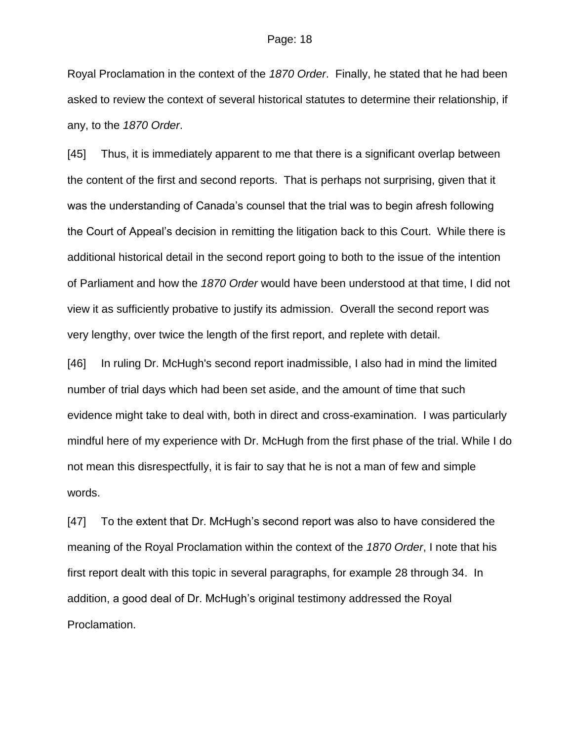Royal Proclamation in the context of the *1870 Order*. Finally, he stated that he had been asked to review the context of several historical statutes to determine their relationship, if any, to the *1870 Order*.

[45] Thus, it is immediately apparent to me that there is a significant overlap between the content of the first and second reports. That is perhaps not surprising, given that it was the understanding of Canada's counsel that the trial was to begin afresh following the Court of Appeal's decision in remitting the litigation back to this Court. While there is additional historical detail in the second report going to both to the issue of the intention of Parliament and how the *1870 Order* would have been understood at that time, I did not view it as sufficiently probative to justify its admission. Overall the second report was very lengthy, over twice the length of the first report, and replete with detail.

[46] In ruling Dr. McHugh's second report inadmissible, I also had in mind the limited number of trial days which had been set aside, and the amount of time that such evidence might take to deal with, both in direct and cross-examination. I was particularly mindful here of my experience with Dr. McHugh from the first phase of the trial. While I do not mean this disrespectfully, it is fair to say that he is not a man of few and simple words.

[47] To the extent that Dr. McHugh's second report was also to have considered the meaning of the Royal Proclamation within the context of the *1870 Order*, I note that his first report dealt with this topic in several paragraphs, for example 28 through 34. In addition, a good deal of Dr. McHugh's original testimony addressed the Royal Proclamation.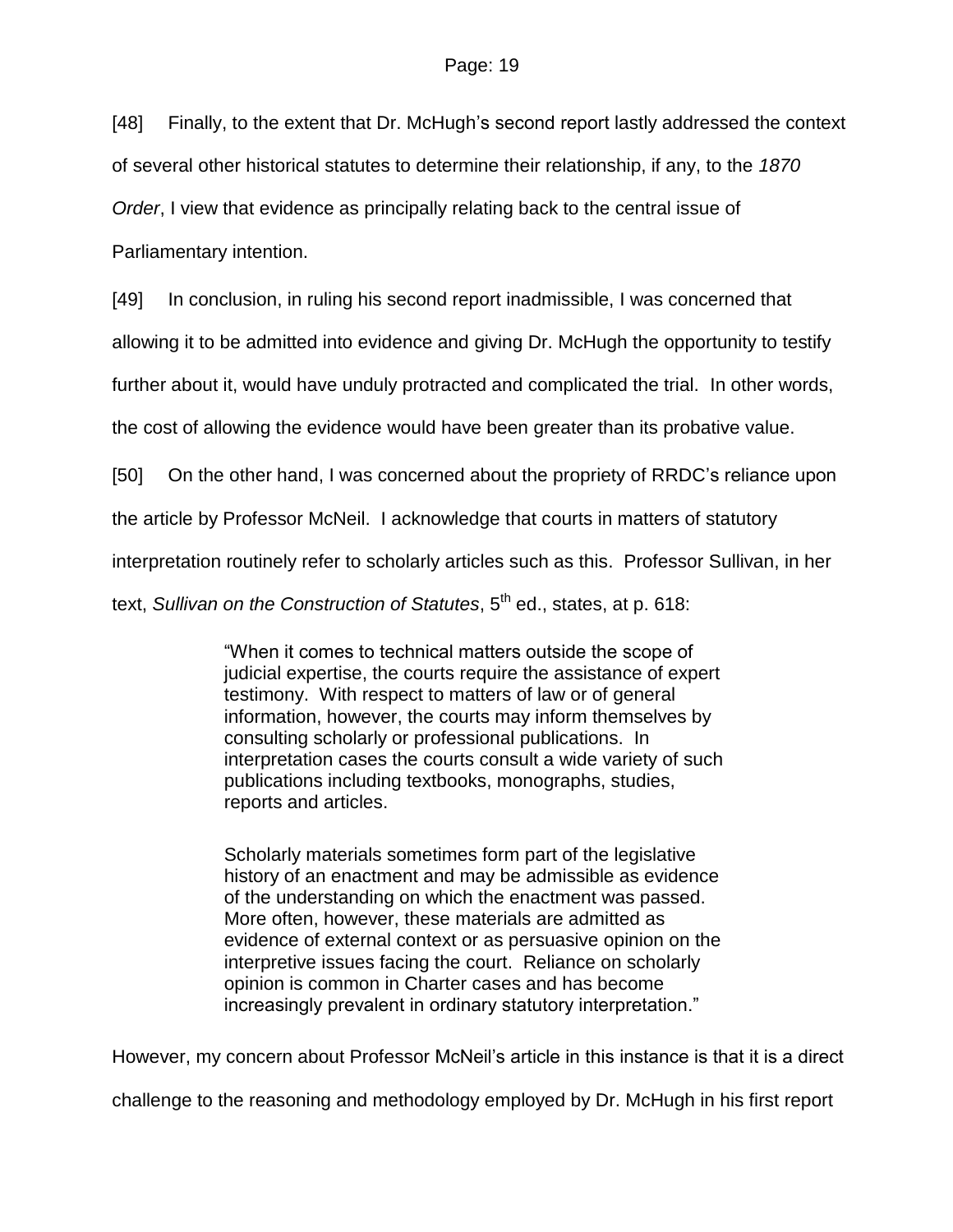[48] Finally, to the extent that Dr. McHugh's second report lastly addressed the context of several other historical statutes to determine their relationship, if any, to the *1870 Order*, I view that evidence as principally relating back to the central issue of Parliamentary intention.

[49] In conclusion, in ruling his second report inadmissible, I was concerned that allowing it to be admitted into evidence and giving Dr. McHugh the opportunity to testify further about it, would have unduly protracted and complicated the trial. In other words, the cost of allowing the evidence would have been greater than its probative value.

[50] On the other hand, I was concerned about the propriety of RRDC's reliance upon the article by Professor McNeil. I acknowledge that courts in matters of statutory interpretation routinely refer to scholarly articles such as this. Professor Sullivan, in her text, *Sullivan on the Construction of Statutes*, 5th ed., states, at p. 618:

> "When it comes to technical matters outside the scope of judicial expertise, the courts require the assistance of expert testimony. With respect to matters of law or of general information, however, the courts may inform themselves by consulting scholarly or professional publications. In interpretation cases the courts consult a wide variety of such publications including textbooks, monographs, studies, reports and articles.
>
> Scholarly materials sometimes form part of the legislative history of an enactment and may be admissible as evidence of the understanding on which the enactment was passed. More often, however, these materials are admitted as evidence of external context or as persuasive opinion on the interpretive issues facing the court. Reliance on scholarly opinion is common in Charter cases and has become increasingly prevalent in ordinary statutory interpretation."

However, my concern about Professor McNeil's article in this instance is that it is a direct challenge to the reasoning and methodology employed by Dr. McHugh in his first report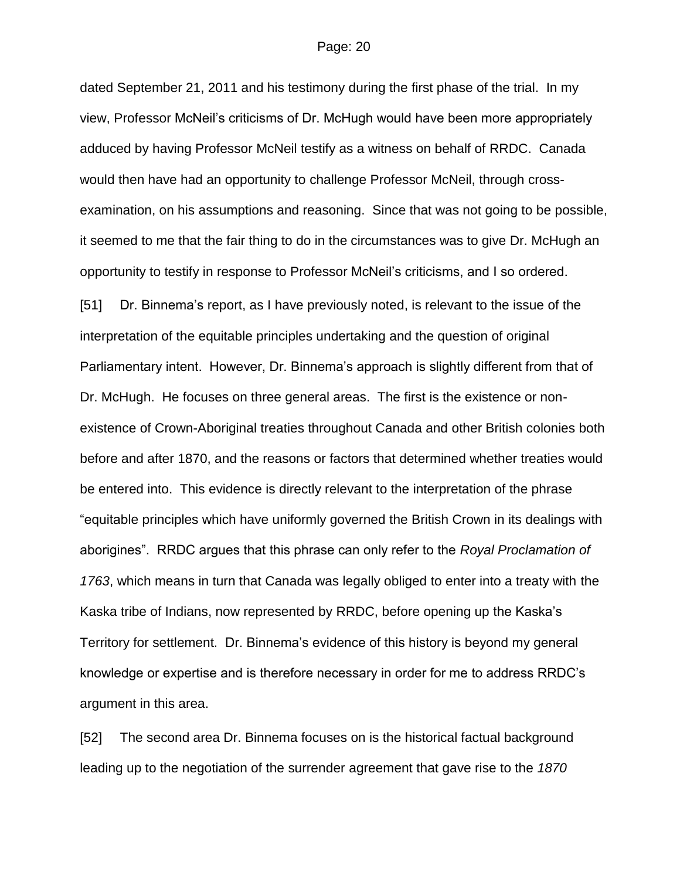dated September 21, 2011 and his testimony during the first phase of the trial. In my view, Professor McNeil's criticisms of Dr. McHugh would have been more appropriately adduced by having Professor McNeil testify as a witness on behalf of RRDC. Canada would then have had an opportunity to challenge Professor McNeil, through cross-examination, on his assumptions and reasoning. Since that was not going to be possible, it seemed to me that the fair thing to do in the circumstances was to give Dr. McHugh an opportunity to testify in response to Professor McNeil's criticisms, and I so ordered.

[51] Dr. Binnema's report, as I have previously noted, is relevant to the issue of the interpretation of the equitable principles undertaking and the question of original Parliamentary intent. However, Dr. Binnema's approach is slightly different from that of Dr. McHugh. He focuses on three general areas. The first is the existence or non-existence of Crown-Aboriginal treaties throughout Canada and other British colonies both before and after 1870, and the reasons or factors that determined whether treaties would be entered into. This evidence is directly relevant to the interpretation of the phrase "equitable principles which have uniformly governed the British Crown in its dealings with aborigines". RRDC argues that this phrase can only refer to the *Royal Proclamation of 1763*, which means in turn that Canada was legally obliged to enter into a treaty with the Kaska tribe of Indians, now represented by RRDC, before opening up the Kaska's Territory for settlement. Dr. Binnema's evidence of this history is beyond my general knowledge or expertise and is therefore necessary in order for me to address RRDC's argument in this area.

[52] The second area Dr. Binnema focuses on is the historical factual background leading up to the negotiation of the surrender agreement that gave rise to the *1870*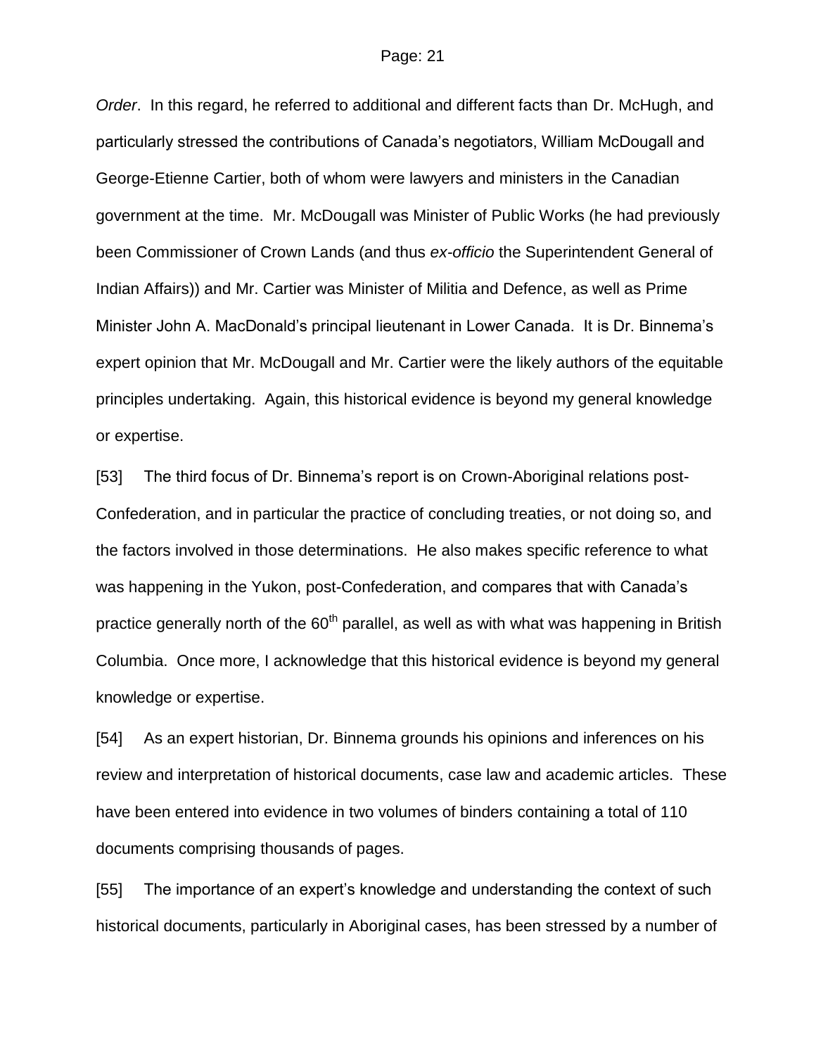*Order*. In this regard, he referred to additional and different facts than Dr. McHugh, and particularly stressed the contributions of Canada's negotiators, William McDougall and George-Etienne Cartier, both of whom were lawyers and ministers in the Canadian government at the time. Mr. McDougall was Minister of Public Works (he had previously been Commissioner of Crown Lands (and thus *ex-officio* the Superintendent General of Indian Affairs)) and Mr. Cartier was Minister of Militia and Defence, as well as Prime Minister John A. MacDonald's principal lieutenant in Lower Canada. It is Dr. Binnema's expert opinion that Mr. McDougall and Mr. Cartier were the likely authors of the equitable principles undertaking. Again, this historical evidence is beyond my general knowledge or expertise.

[53] The third focus of Dr. Binnema's report is on Crown-Aboriginal relations post-Confederation, and in particular the practice of concluding treaties, or not doing so, and the factors involved in those determinations. He also makes specific reference to what was happening in the Yukon, post-Confederation, and compares that with Canada's practice generally north of the 60th parallel, as well as with what was happening in British Columbia. Once more, I acknowledge that this historical evidence is beyond my general knowledge or expertise.

[54] As an expert historian, Dr. Binnema grounds his opinions and inferences on his review and interpretation of historical documents, case law and academic articles. These have been entered into evidence in two volumes of binders containing a total of 110 documents comprising thousands of pages.

[55] The importance of an expert's knowledge and understanding the context of such historical documents, particularly in Aboriginal cases, has been stressed by a number of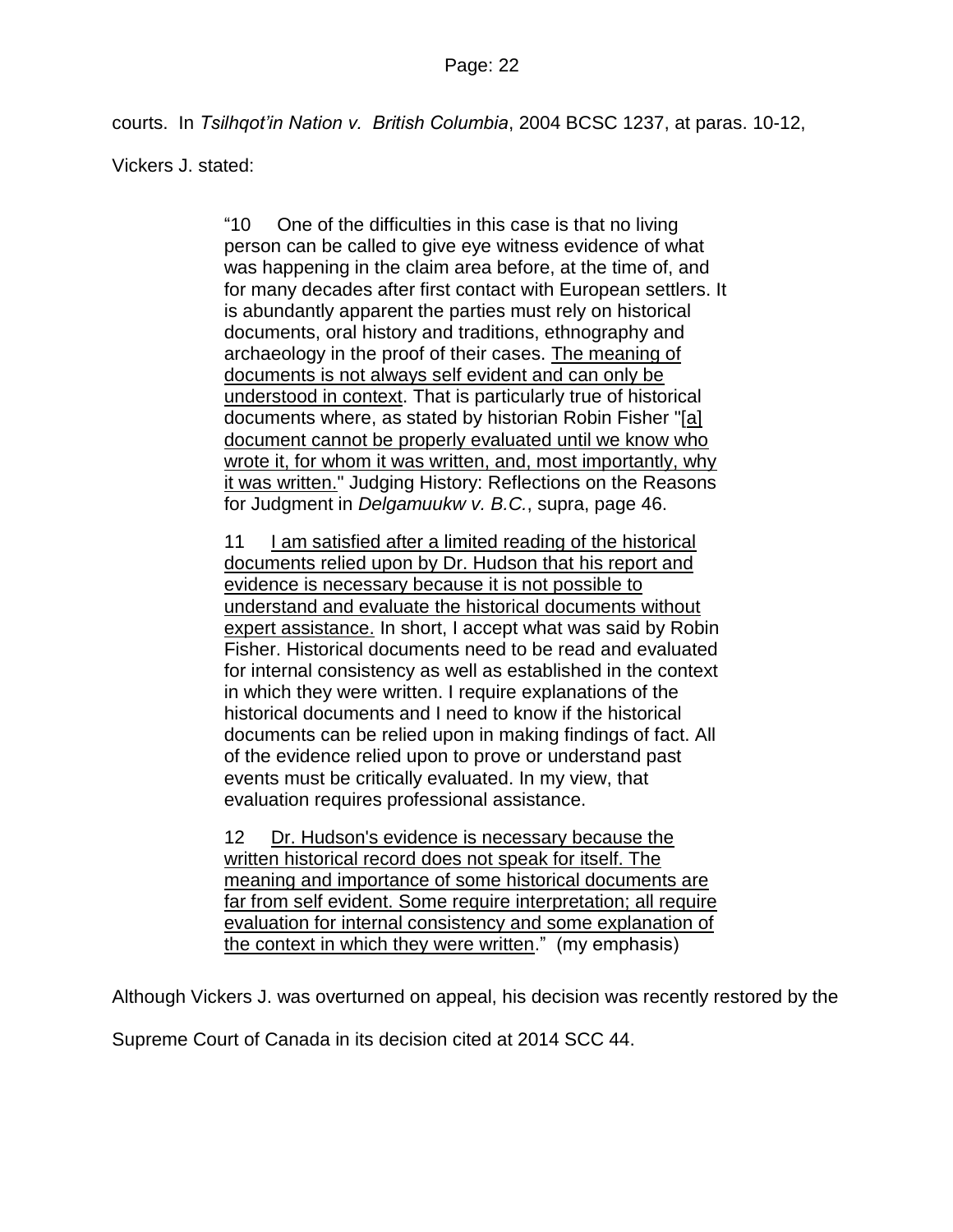courts. In *Tsilhqot'in Nation v. British Columbia*, 2004 BCSC 1237, at paras. 10-12, Vickers J. stated:

> "10 One of the difficulties in this case is that no living person can be called to give eye witness evidence of what was happening in the claim area before, at the time of, and for many decades after first contact with European settlers. It is abundantly apparent the parties must rely on historical documents, oral history and traditions, ethnography and archaeology in the proof of their cases. <u>The meaning of documents is not always self evident and can only be understood in context</u>. That is particularly true of historical documents where, as stated by historian Robin Fisher "<u>[a] document cannot be properly evaluated until we know who wrote it, for whom it was written, and, most importantly, why it was written.</u>" Judging History: Reflections on the Reasons for Judgment in *Delgamuukw v. B.C.*, supra, page 46.
>
> 11 <u>I am satisfied after a limited reading of the historical documents relied upon by Dr. Hudson that his report and evidence is necessary because it is not possible to understand and evaluate the historical documents without expert assistance.</u> In short, I accept what was said by Robin Fisher. Historical documents need to be read and evaluated for internal consistency as well as established in the context in which they were written. I require explanations of the historical documents and I need to know if the historical documents can be relied upon in making findings of fact. All of the evidence relied upon to prove or understand past events must be critically evaluated. In my view, that evaluation requires professional assistance.
>
> 12 <u>Dr. Hudson's evidence is necessary because the written historical record does not speak for itself. The meaning and importance of some historical documents are far from self evident. Some require interpretation; all require evaluation for internal consistency and some explanation of the context in which they were written</u>." (my emphasis)

Although Vickers J. was overturned on appeal, his decision was recently restored by the Supreme Court of Canada in its decision cited at 2014 SCC 44.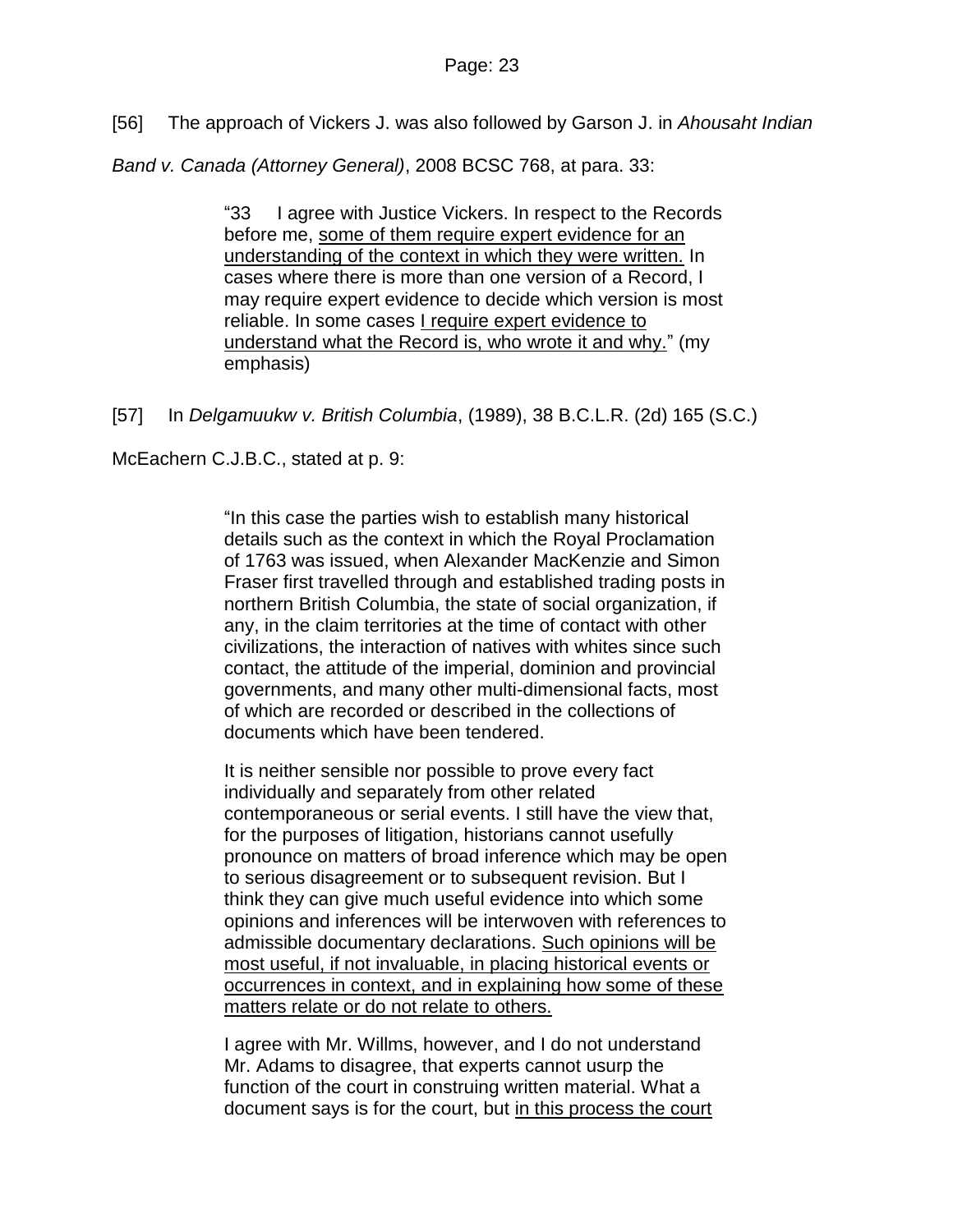[56] The approach of Vickers J. was also followed by Garson J. in *Ahousaht Indian Band v. Canada (Attorney General)*, 2008 BCSC 768, at para. 33:

> "33 I agree with Justice Vickers. In respect to the Records before me, <u>some of them require expert evidence for an understanding of the context in which they were written.</u> In cases where there is more than one version of a Record, I may require expert evidence to decide which version is most reliable. In some cases <u>I require expert evidence to understand what the Record is, who wrote it and why.</u>" (my emphasis)

[57] In *Delgamuukw v. British Columbia*, (1989), 38 B.C.L.R. (2d) 165 (S.C.) McEachern C.J.B.C., stated at p. 9:

> "In this case the parties wish to establish many historical details such as the context in which the Royal Proclamation of 1763 was issued, when Alexander MacKenzie and Simon Fraser first travelled through and established trading posts in northern British Columbia, the state of social organization, if any, in the claim territories at the time of contact with other civilizations, the interaction of natives with whites since such contact, the attitude of the imperial, dominion and provincial governments, and many other multi-dimensional facts, most of which are recorded or described in the collections of documents which have been tendered.
>
> It is neither sensible nor possible to prove every fact individually and separately from other related contemporaneous or serial events. I still have the view that, for the purposes of litigation, historians cannot usefully pronounce on matters of broad inference which may be open to serious disagreement or to subsequent revision. But I think they can give much useful evidence into which some opinions and inferences will be interwoven with references to admissible documentary declarations. <u>Such opinions will be most useful, if not invaluable, in placing historical events or occurrences in context, and in explaining how some of these matters relate or do not relate to others.</u>
>
> I agree with Mr. Willms, however, and I do not understand Mr. Adams to disagree, that experts cannot usurp the function of the court in construing written material. What a document says is for the court, but <u>in this process the court</u>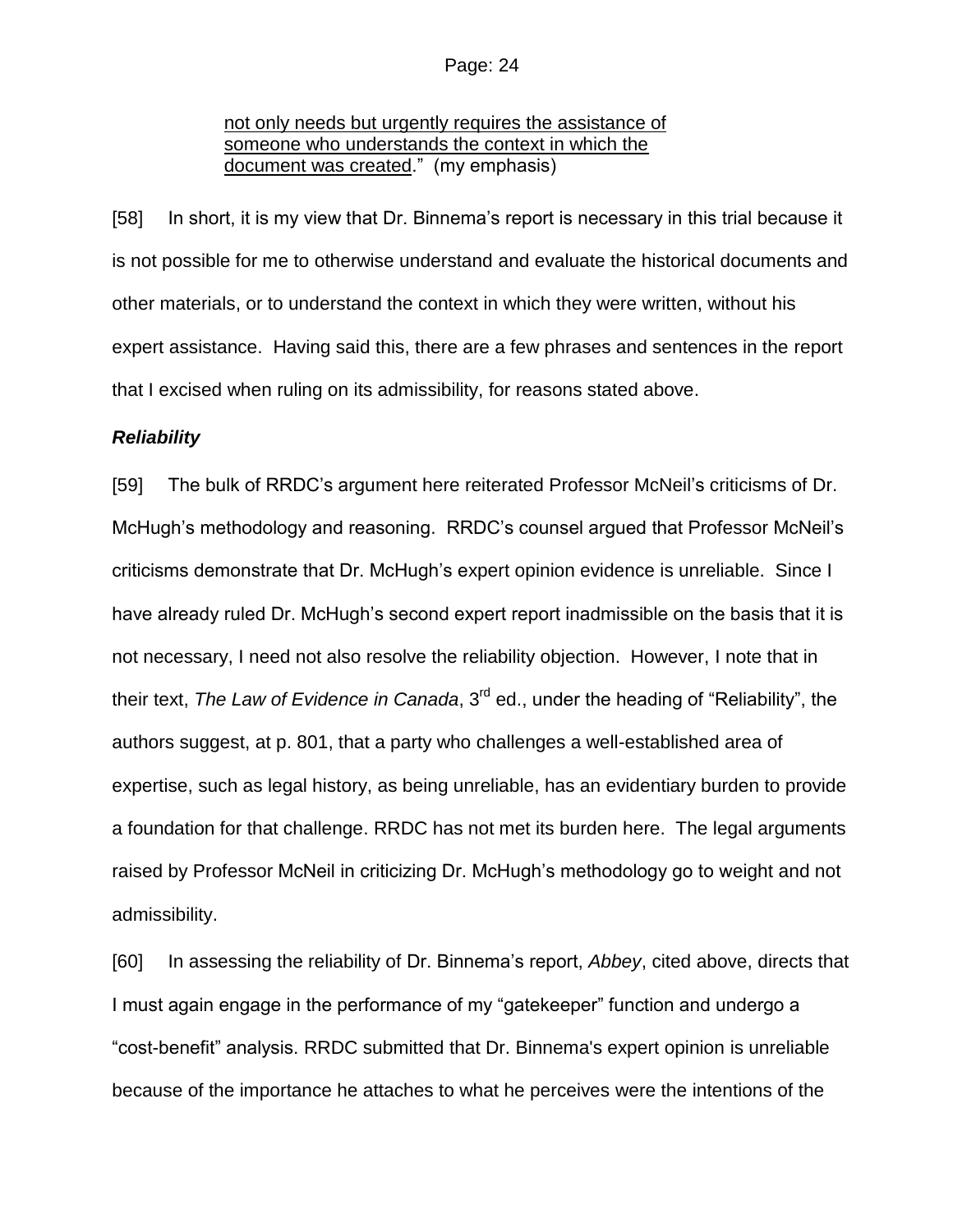> not only needs but urgently requires the assistance of someone who understands the context in which the document was created." (my emphasis)

[58] In short, it is my view that Dr. Binnema's report is necessary in this trial because it is not possible for me to otherwise understand and evaluate the historical documents and other materials, or to understand the context in which they were written, without his expert assistance. Having said this, there are a few phrases and sentences in the report that I excised when ruling on its admissibility, for reasons stated above.

### *Reliability*

[59] The bulk of RRDC's argument here reiterated Professor McNeil's criticisms of Dr. McHugh's methodology and reasoning. RRDC's counsel argued that Professor McNeil's criticisms demonstrate that Dr. McHugh's expert opinion evidence is unreliable. Since I have already ruled Dr. McHugh's second expert report inadmissible on the basis that it is not necessary, I need not also resolve the reliability objection. However, I note that in their text, *The Law of Evidence in Canada*, 3rd ed., under the heading of "Reliability", the authors suggest, at p. 801, that a party who challenges a well-established area of expertise, such as legal history, as being unreliable, has an evidentiary burden to provide a foundation for that challenge. RRDC has not met its burden here. The legal arguments raised by Professor McNeil in criticizing Dr. McHugh's methodology go to weight and not admissibility.

[60] In assessing the reliability of Dr. Binnema's report, *Abbey*, cited above, directs that I must again engage in the performance of my "gatekeeper" function and undergo a "cost-benefit" analysis. RRDC submitted that Dr. Binnema's expert opinion is unreliable because of the importance he attaches to what he perceives were the intentions of the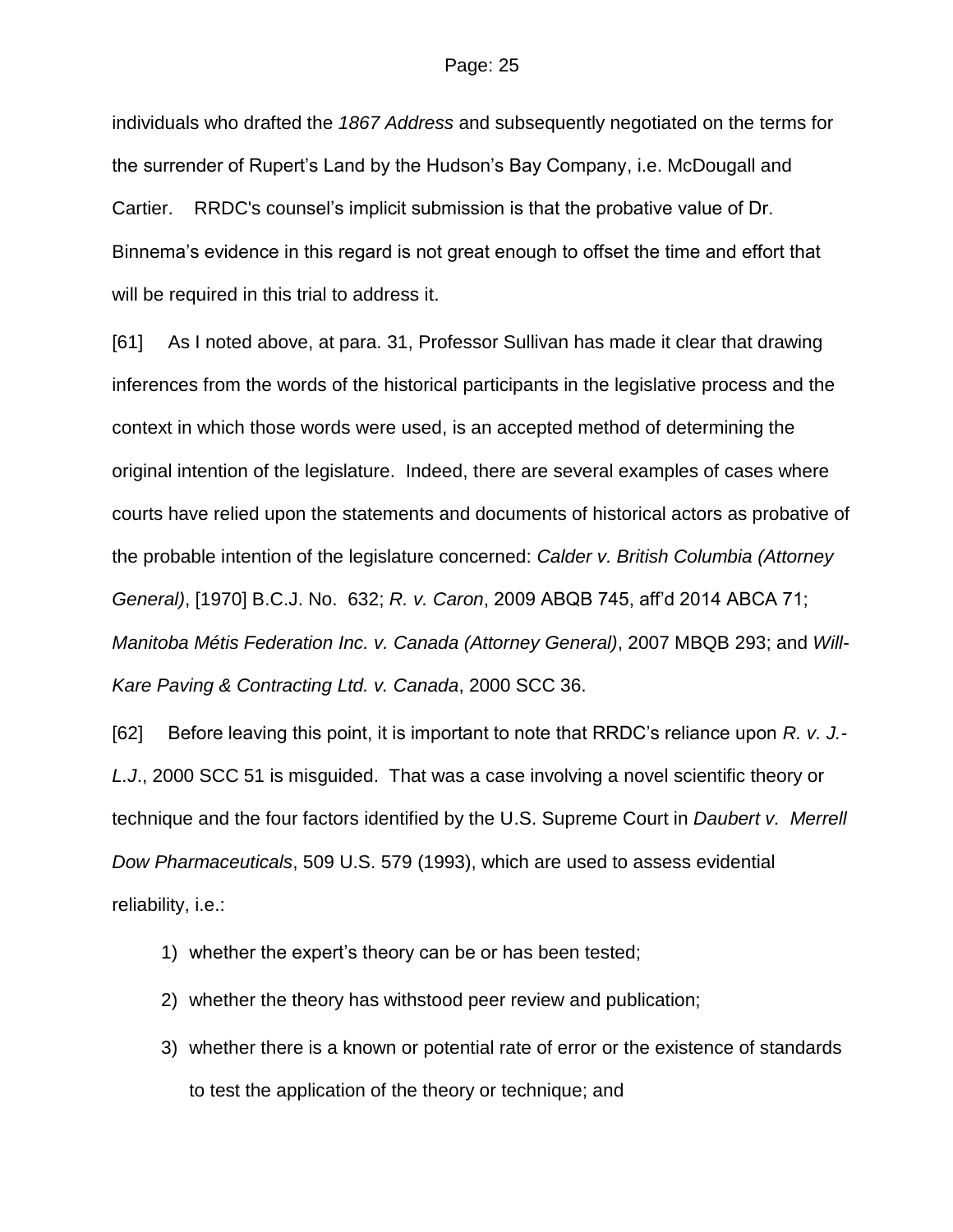individuals who drafted the *1867 Address* and subsequently negotiated on the terms for the surrender of Rupert's Land by the Hudson's Bay Company, i.e. McDougall and Cartier. RRDC's counsel's implicit submission is that the probative value of Dr. Binnema's evidence in this regard is not great enough to offset the time and effort that will be required in this trial to address it.

[61] As I noted above, at para. 31, Professor Sullivan has made it clear that drawing inferences from the words of the historical participants in the legislative process and the context in which those words were used, is an accepted method of determining the original intention of the legislature. Indeed, there are several examples of cases where courts have relied upon the statements and documents of historical actors as probative of the probable intention of the legislature concerned: *Calder v. British Columbia (Attorney General)*, [1970] B.C.J. No. 632; *R. v. Caron*, 2009 ABQB 745, aff'd 2014 ABCA 71; *Manitoba Métis Federation Inc. v. Canada (Attorney General)*, 2007 MBQB 293; and *Will-Kare Paving & Contracting Ltd. v. Canada*, 2000 SCC 36.

[62] Before leaving this point, it is important to note that RRDC's reliance upon *R. v. J.-L.J.*, 2000 SCC 51 is misguided. That was a case involving a novel scientific theory or technique and the four factors identified by the U.S. Supreme Court in *Daubert v. Merrell Dow Pharmaceuticals*, 509 U.S. 579 (1993), which are used to assess evidential reliability, i.e.:

1) whether the expert's theory can be or has been tested;
2) whether the theory has withstood peer review and publication;
3) whether there is a known or potential rate of error or the existence of standards to test the application of the theory or technique; and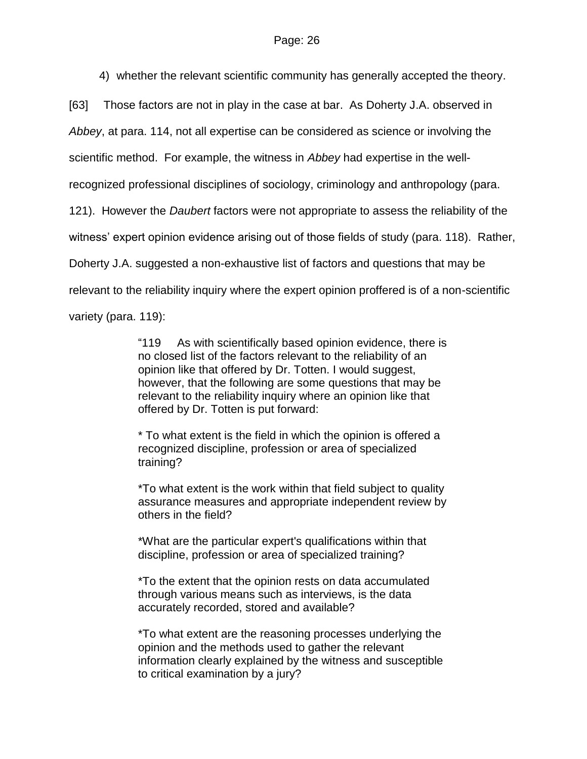4) whether the relevant scientific community has generally accepted the theory.

[63] Those factors are not in play in the case at bar. As Doherty J.A. observed in *Abbey*, at para. 114, not all expertise can be considered as science or involving the scientific method. For example, the witness in *Abbey* had expertise in the well-recognized professional disciplines of sociology, criminology and anthropology (para. 121). However the *Daubert* factors were not appropriate to assess the reliability of the witness' expert opinion evidence arising out of those fields of study (para. 118). Rather, Doherty J.A. suggested a non-exhaustive list of factors and questions that may be relevant to the reliability inquiry where the expert opinion proffered is of a non-scientific variety (para. 119):

> "119 As with scientifically based opinion evidence, there is no closed list of the factors relevant to the reliability of an opinion like that offered by Dr. Totten. I would suggest, however, that the following are some questions that may be relevant to the reliability inquiry where an opinion like that offered by Dr. Totten is put forward:
>
> * To what extent is the field in which the opinion is offered a recognized discipline, profession or area of specialized training?
>
> *To what extent is the work within that field subject to quality assurance measures and appropriate independent review by others in the field?
>
> *What are the particular expert's qualifications within that discipline, profession or area of specialized training?
>
> *To the extent that the opinion rests on data accumulated through various means such as interviews, is the data accurately recorded, stored and available?
>
> *To what extent are the reasoning processes underlying the opinion and the methods used to gather the relevant information clearly explained by the witness and susceptible to critical examination by a jury?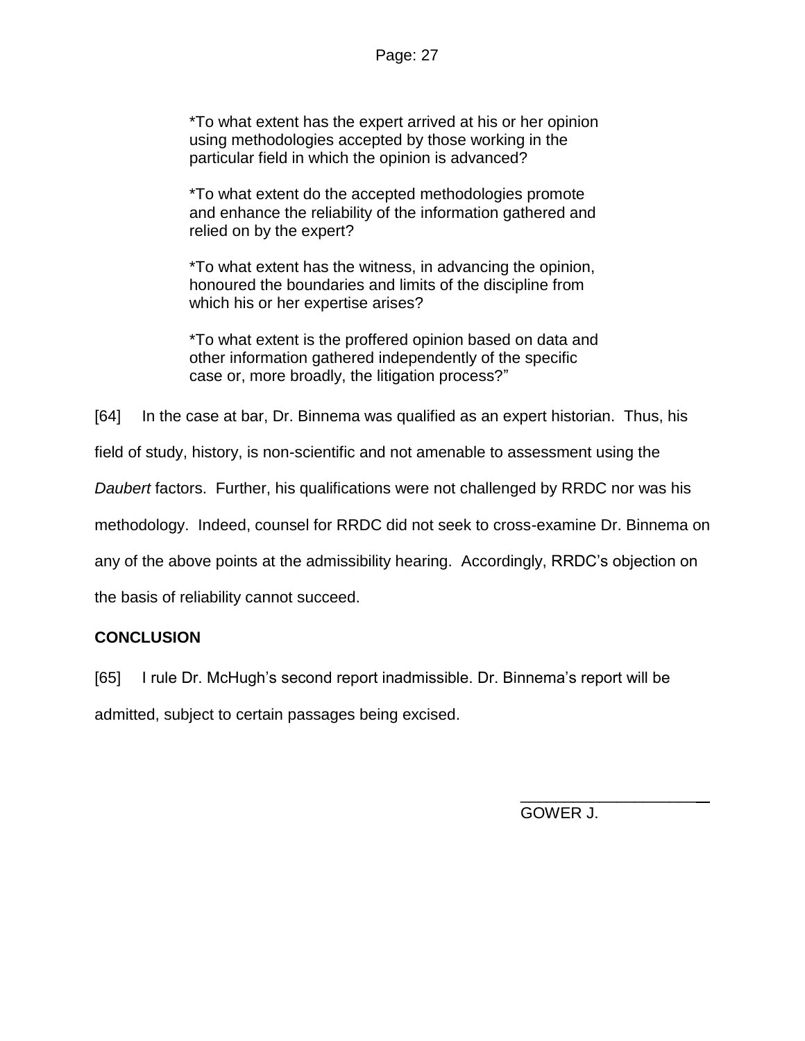> *To what extent has the expert arrived at his or her opinion using methodologies accepted by those working in the particular field in which the opinion is advanced?
>
> *To what extent do the accepted methodologies promote and enhance the reliability of the information gathered and relied on by the expert?
>
> *To what extent has the witness, in advancing the opinion, honoured the boundaries and limits of the discipline from which his or her expertise arises?
>
> *To what extent is the proffered opinion based on data and other information gathered independently of the specific case or, more broadly, the litigation process?"

[64] In the case at bar, Dr. Binnema was qualified as an expert historian. Thus, his field of study, history, is non-scientific and not amenable to assessment using the *Daubert* factors. Further, his qualifications were not challenged by RRDC nor was his methodology. Indeed, counsel for RRDC did not seek to cross-examine Dr. Binnema on any of the above points at the admissibility hearing. Accordingly, RRDC's objection on the basis of reliability cannot succeed.

## CONCLUSION

[65] I rule Dr. McHugh's second report inadmissible. Dr. Binnema's report will be admitted, subject to certain passages being excised.

GOWER J.